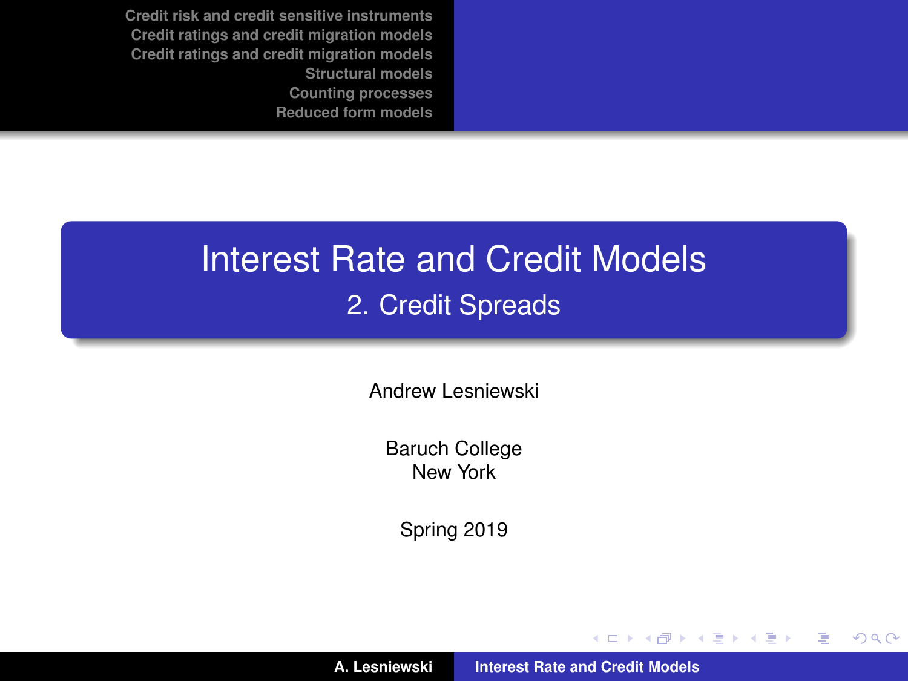# Interest Rate and Credit Models

## 2. Credit Spreads

Andrew Lesniewski

Baruch College
New York

Spring 2019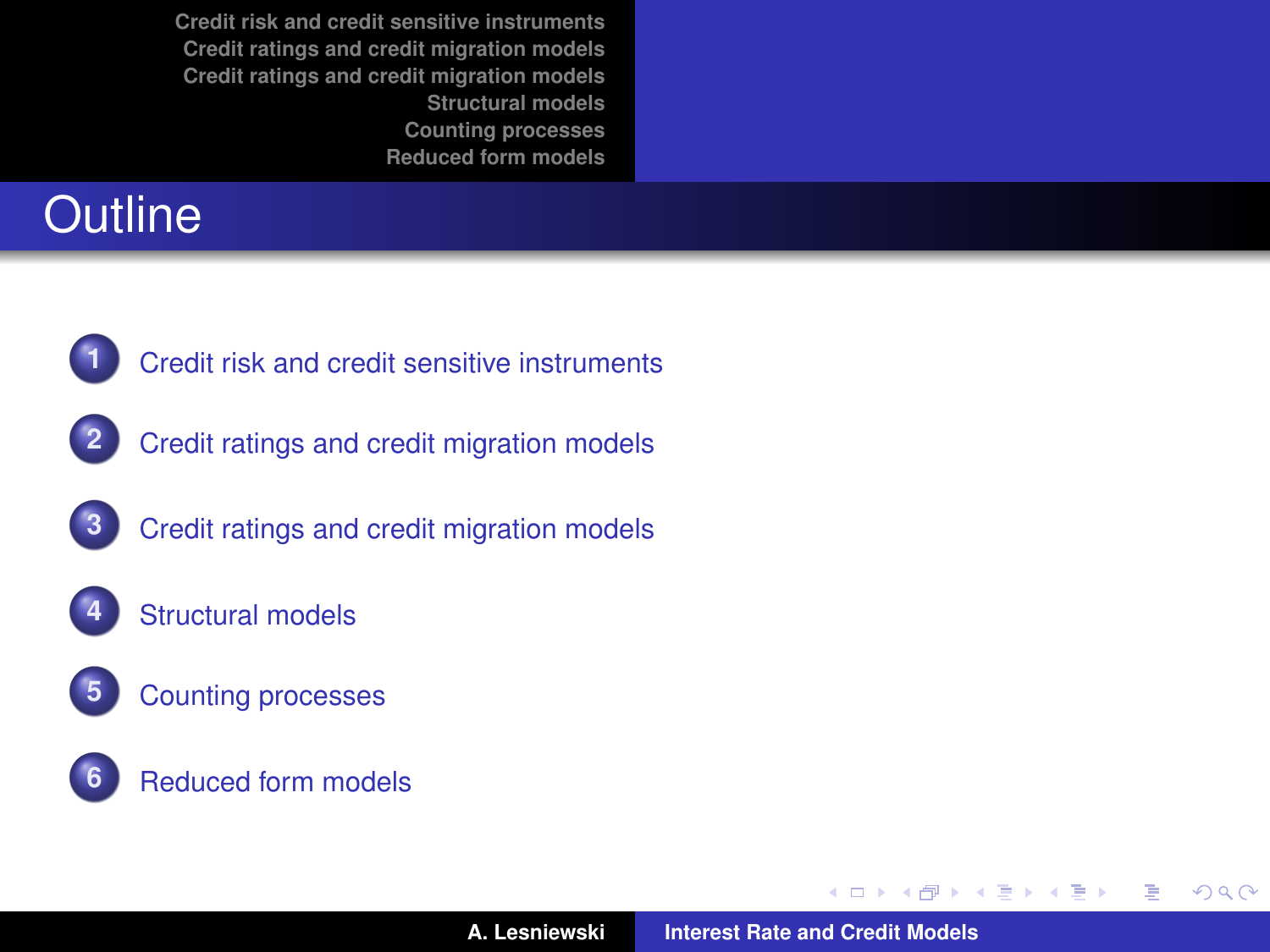# Outline

1. Credit risk and credit sensitive instruments
2. Credit ratings and credit migration models
3. Credit ratings and credit migration models
4. Structural models
5. Counting processes
6. Reduced form models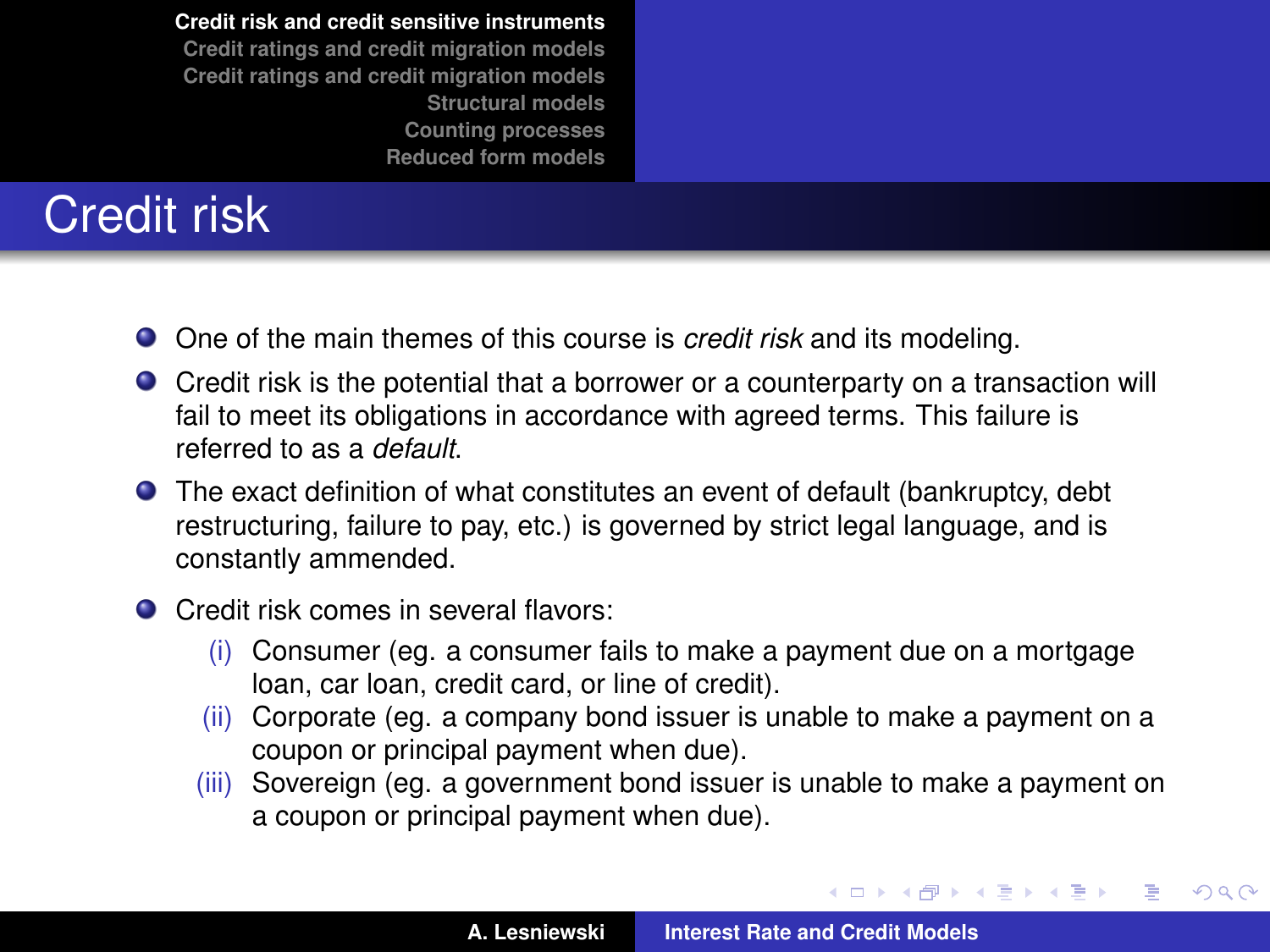# Credit risk

- One of the main themes of this course is *credit risk* and its modeling.
- Credit risk is the potential that a borrower or a counterparty on a transaction will fail to meet its obligations in accordance with agreed terms. This failure is referred to as a *default*.
- The exact definition of what constitutes an event of default (bankruptcy, debt restructuring, failure to pay, etc.) is governed by strict legal language, and is constantly ammended.
- Credit risk comes in several flavors:
  - (i) Consumer (eg. a consumer fails to make a payment due on a mortgage loan, car loan, credit card, or line of credit).
  - (ii) Corporate (eg. a company bond issuer is unable to make a payment on a coupon or principal payment when due).
  - (iii) Sovereign (eg. a government bond issuer is unable to make a payment on a coupon or principal payment when due).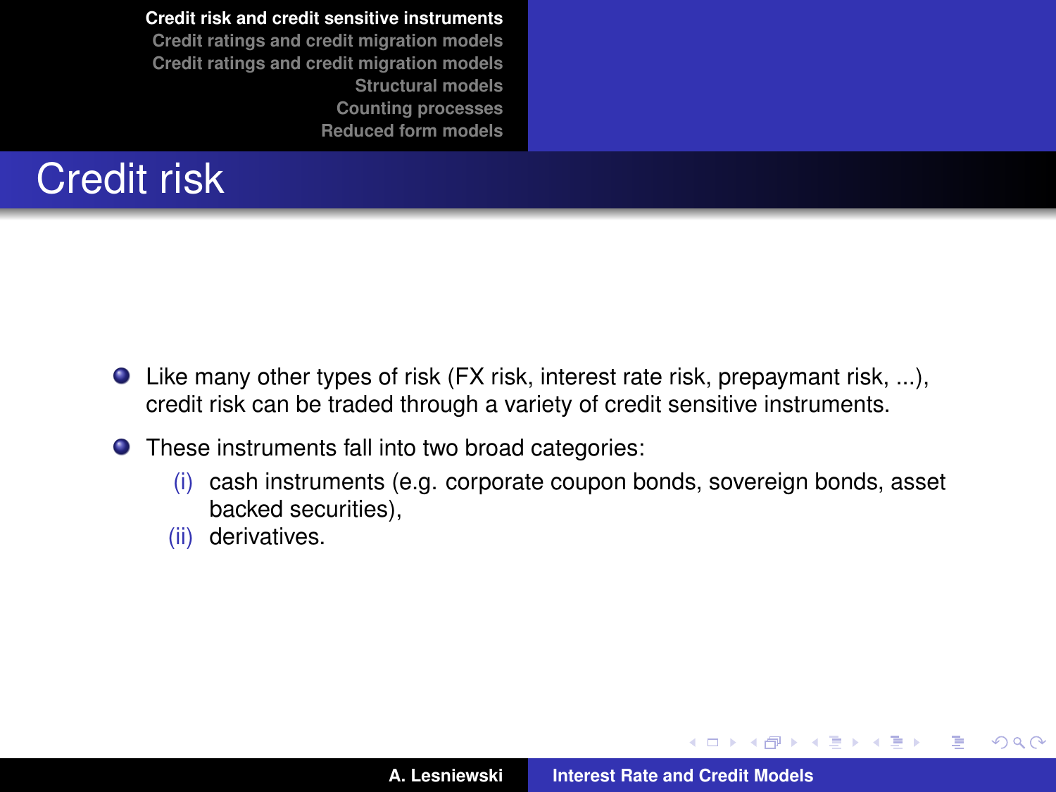# Credit risk

- Like many other types of risk (FX risk, interest rate risk, prepaymant risk, ...), credit risk can be traded through a variety of credit sensitive instruments.
- These instruments fall into two broad categories:
  - (i) cash instruments (e.g. corporate coupon bonds, sovereign bonds, asset backed securities),
  - (ii) derivatives.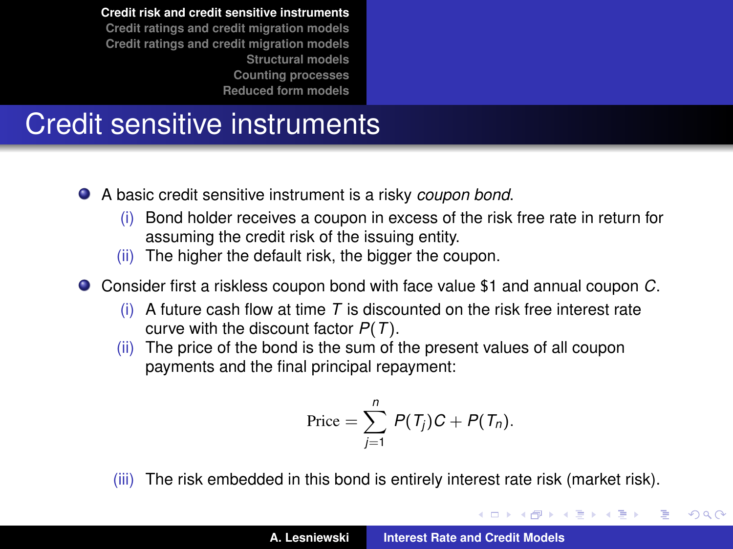# Credit sensitive instruments

- A basic credit sensitive instrument is a risky *coupon bond*.
  - (i) Bond holder receives a coupon in excess of the risk free rate in return for assuming the credit risk of the issuing entity.
  - (ii) The higher the default risk, the bigger the coupon.
- Consider first a riskless coupon bond with face value \$1 and annual coupon $C$.
  - (i) A future cash flow at time $T$ is discounted on the risk free interest rate curve with the discount factor $P(T)$.
  - (ii) The price of the bond is the sum of the present values of all coupon payments and the final principal repayment:

$$\text{Price} = \sum_{j=1}^{n} P(T_j)C + P(T_n).$$

  - (iii) The risk embedded in this bond is entirely interest rate risk (market risk).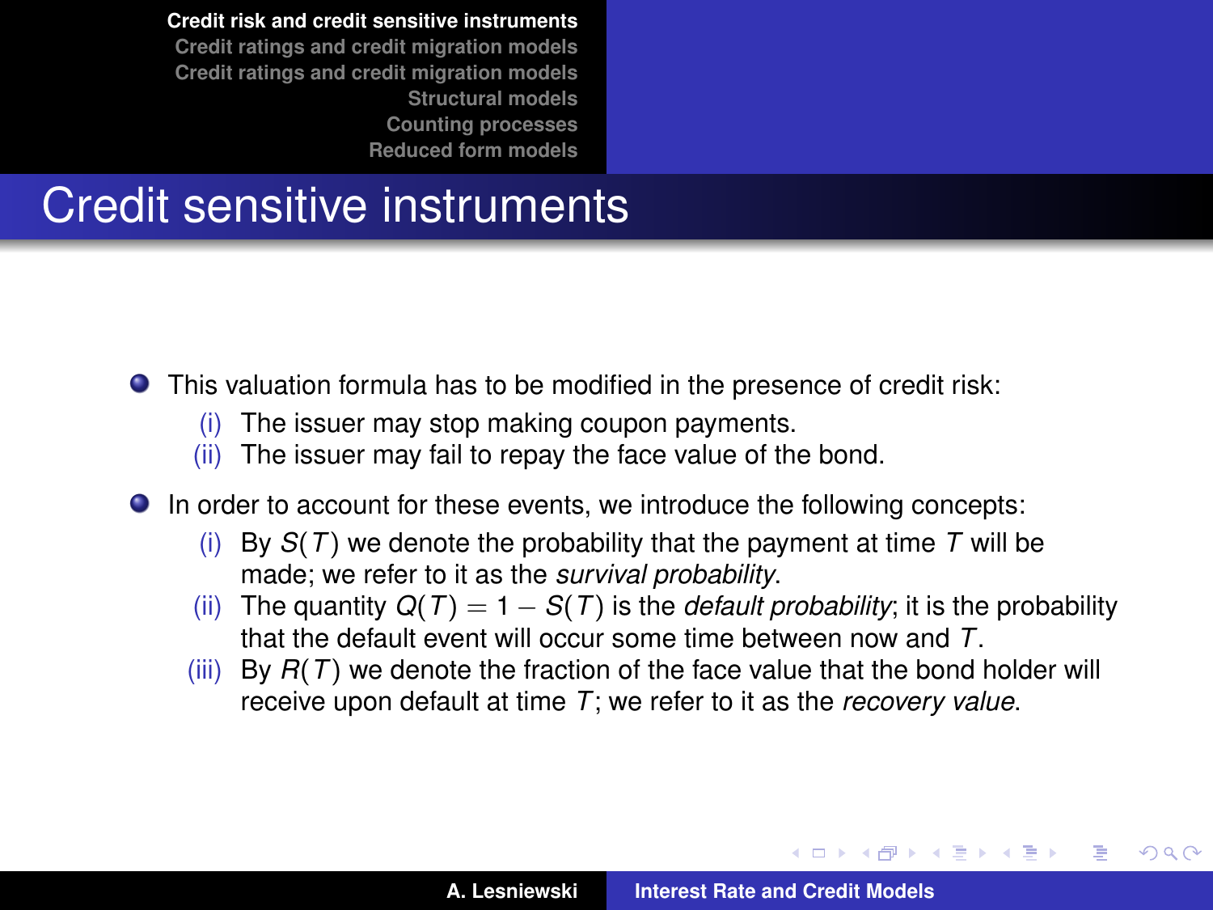# Credit sensitive instruments

- This valuation formula has to be modified in the presence of credit risk:
  - (i) The issuer may stop making coupon payments.
  - (ii) The issuer may fail to repay the face value of the bond.
- In order to account for these events, we introduce the following concepts:
  - (i) By $S(T)$ we denote the probability that the payment at time $T$ will be made; we refer to it as the *survival probability*.
  - (ii) The quantity $Q(T) = 1 - S(T)$ is the *default probability*; it is the probability that the default event will occur some time between now and $T$.
  - (iii) By $R(T)$ we denote the fraction of the face value that the bond holder will receive upon default at time $T$; we refer to it as the *recovery value*.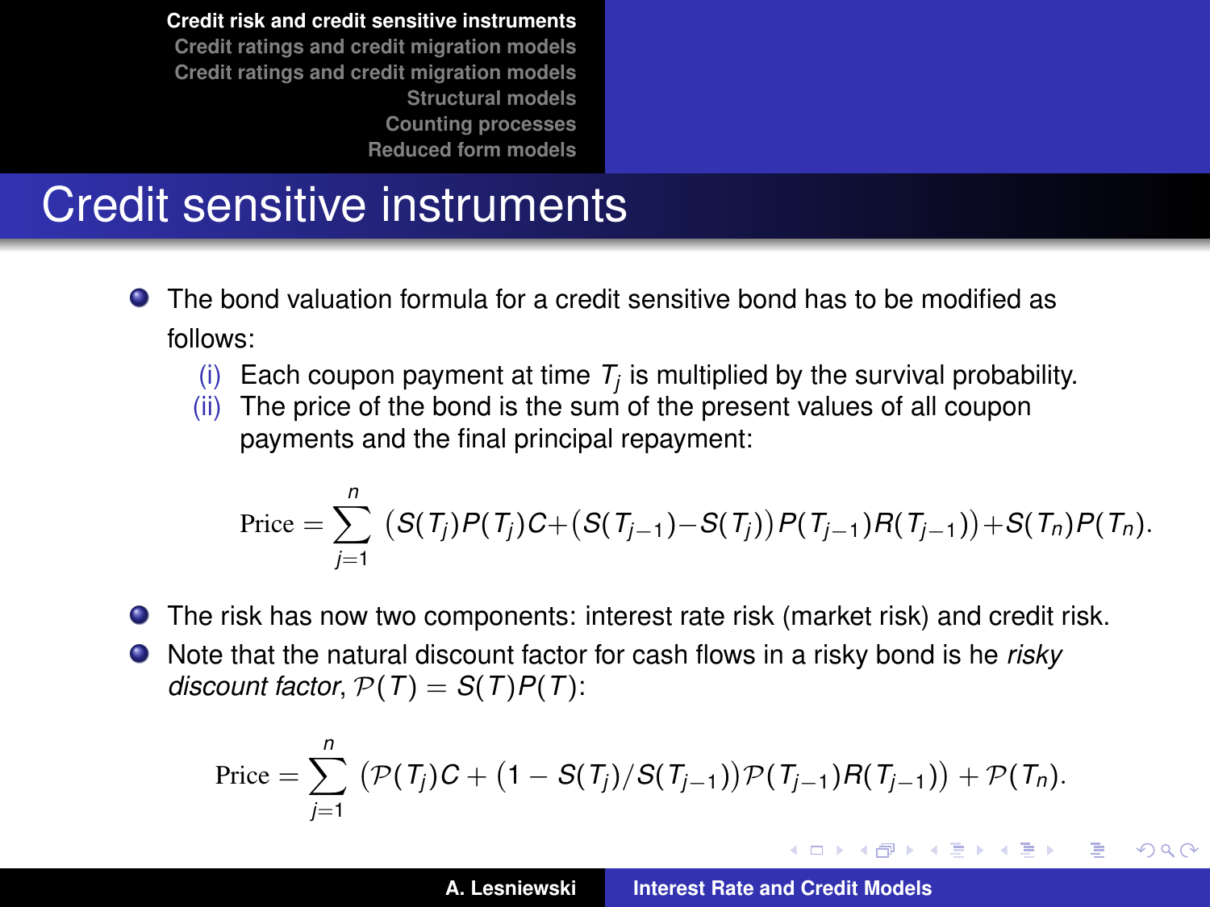# Credit sensitive instruments

- The bond valuation formula for a credit sensitive bond has to be modified as follows:
  - (i) Each coupon payment at time $T_j$ is multiplied by the survival probability.
  - (ii) The price of the bond is the sum of the present values of all coupon payments and the final principal repayment:

$$\text{Price} = \sum_{j=1}^{n} \big(S(T_j)P(T_j)C + \big(S(T_{j-1}) - S(T_j)\big)P(T_{j-1})R(T_{j-1})\big) + S(T_n)P(T_n).$$

- The risk has now two components: interest rate risk (market risk) and credit risk.
- Note that the natural discount factor for cash flows in a risky bond is he *risky discount factor*, $\mathcal{P}(T) = S(T)P(T)$:

$$\text{Price} = \sum_{j=1}^{n} \big(\mathcal{P}(T_j)C + \big(1 - S(T_j)/S(T_{j-1})\big)\mathcal{P}(T_{j-1})R(T_{j-1})\big) + \mathcal{P}(T_n).$$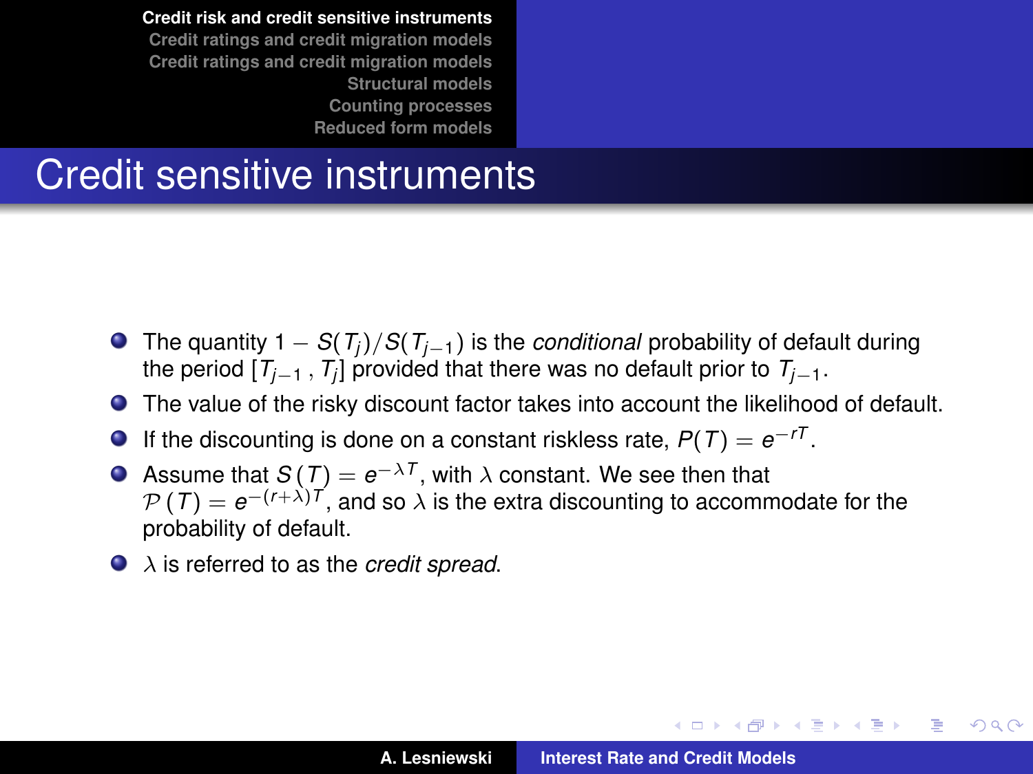# Credit sensitive instruments

- The quantity $1 - S(T_j)/S(T_{j-1})$ is the *conditional* probability of default during the period $[T_{j-1}, T_j]$ provided that there was no default prior to $T_{j-1}$.
- The value of the risky discount factor takes into account the likelihood of default.
- If the discounting is done on a constant riskless rate, $P(T) = e^{-rT}$.
- Assume that $S(T) = e^{-\lambda T}$, with $\lambda$ constant. We see then that $\mathcal{P}(T) = e^{-(r+\lambda)T}$, and so $\lambda$ is the extra discounting to accommodate for the probability of default.
- $\lambda$ is referred to as the *credit spread*.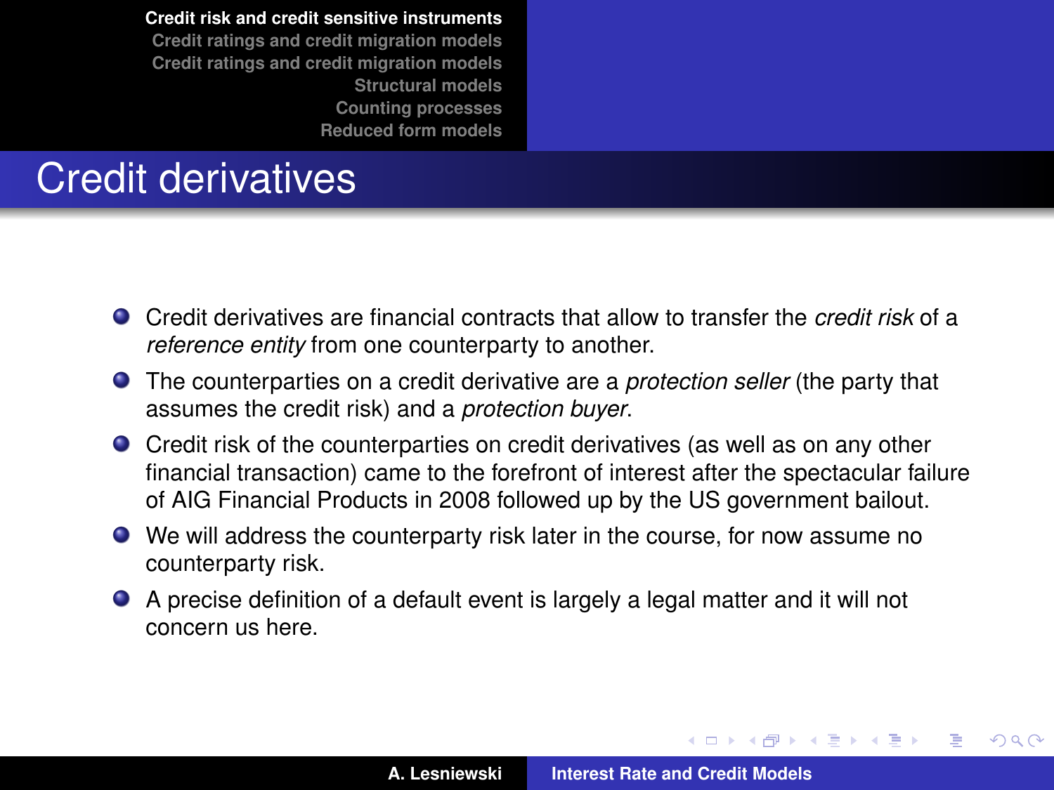# Credit derivatives

- Credit derivatives are financial contracts that allow to transfer the *credit risk* of a *reference entity* from one counterparty to another.
- The counterparties on a credit derivative are a *protection seller* (the party that assumes the credit risk) and a *protection buyer*.
- Credit risk of the counterparties on credit derivatives (as well as on any other financial transaction) came to the forefront of interest after the spectacular failure of AIG Financial Products in 2008 followed up by the US government bailout.
- We will address the counterparty risk later in the course, for now assume no counterparty risk.
- A precise definition of a default event is largely a legal matter and it will not concern us here.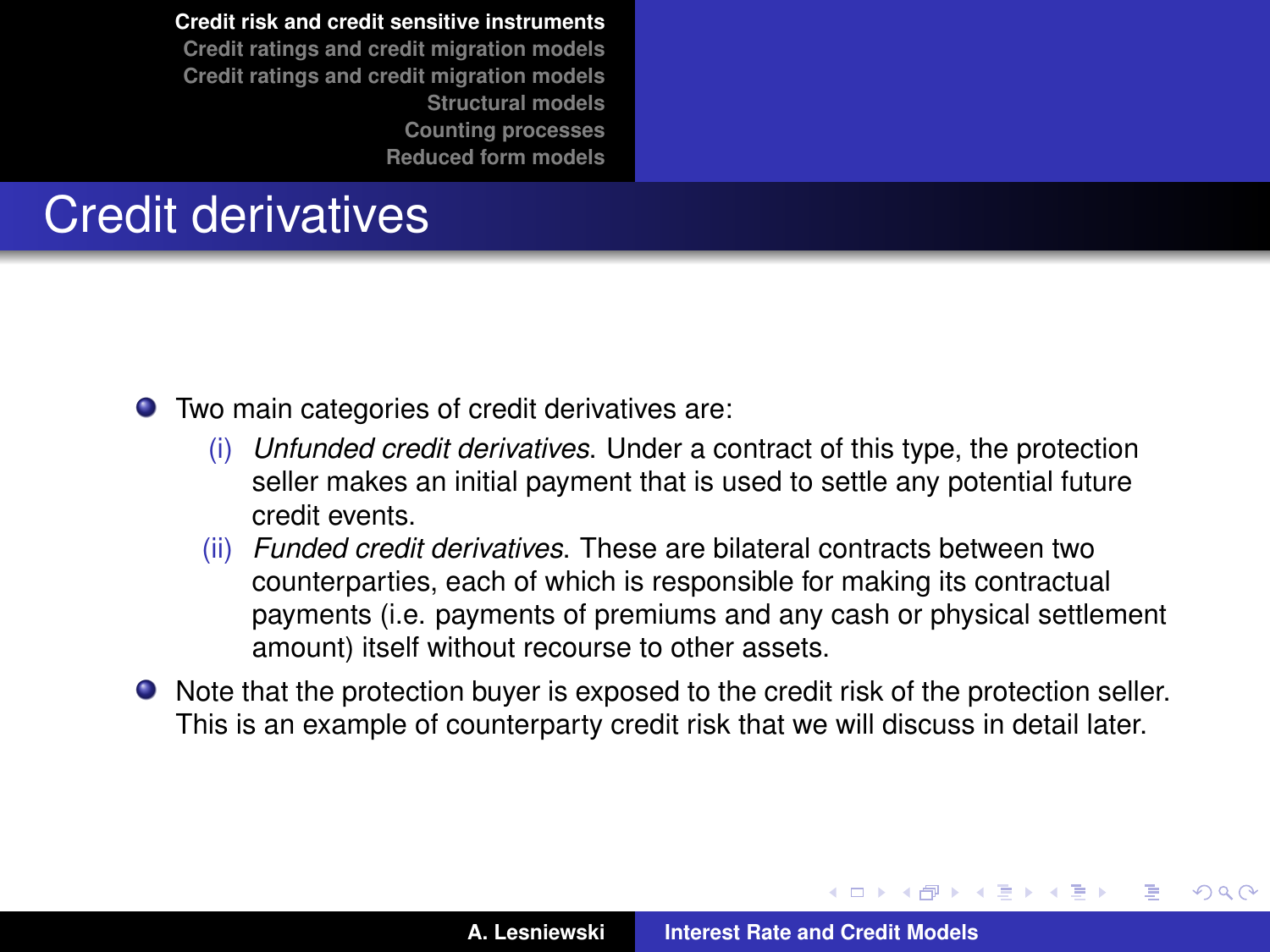## Credit derivatives

- Two main categories of credit derivatives are:
  - (i) *Unfunded credit derivatives*. Under a contract of this type, the protection seller makes an initial payment that is used to settle any potential future credit events.
  - (ii) *Funded credit derivatives*. These are bilateral contracts between two counterparties, each of which is responsible for making its contractual payments (i.e. payments of premiums and any cash or physical settlement amount) itself without recourse to other assets.
- Note that the protection buyer is exposed to the credit risk of the protection seller. This is an example of counterparty credit risk that we will discuss in detail later.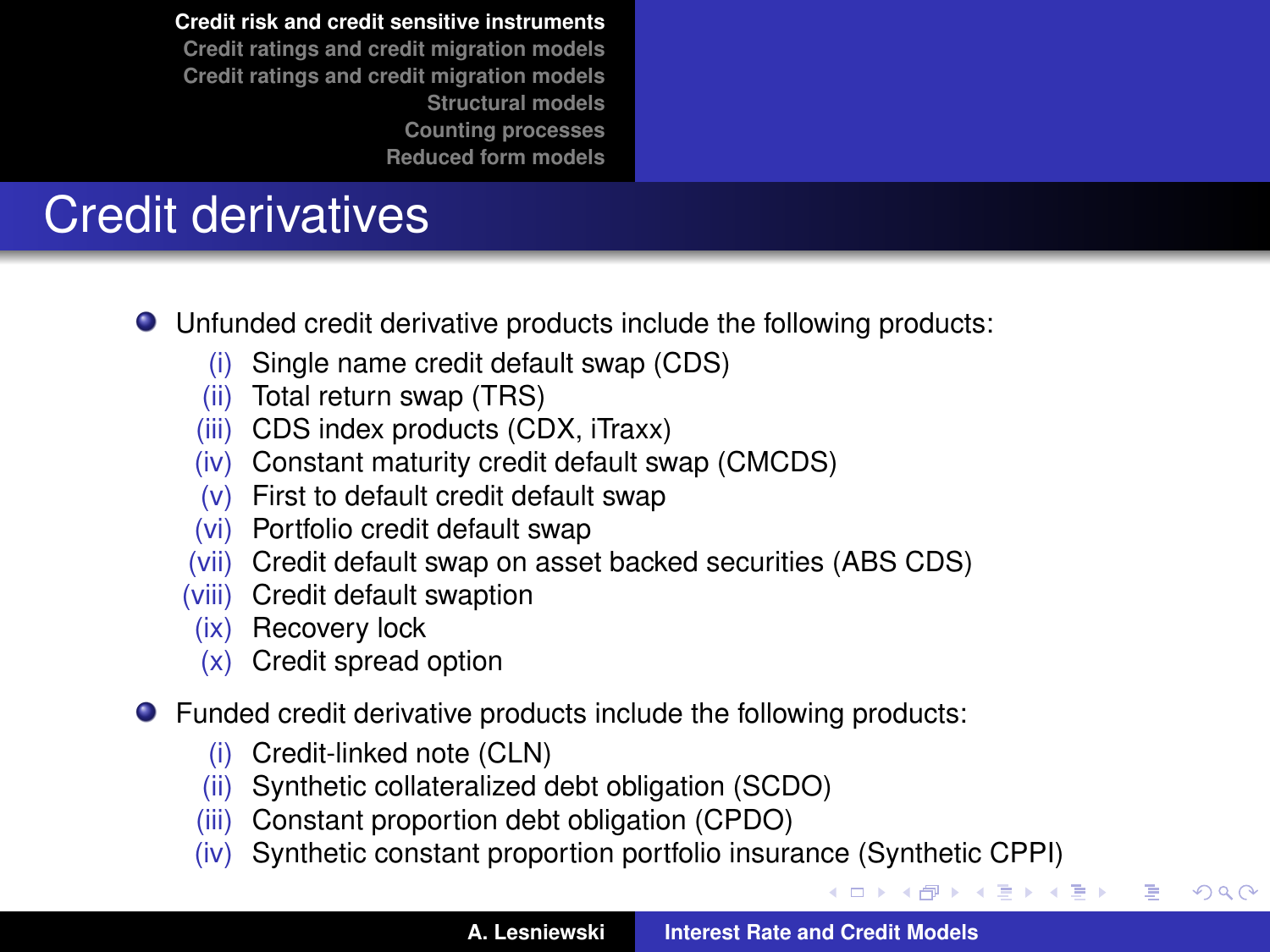# Credit derivatives

- Unfunded credit derivative products include the following products:
  - (i) Single name credit default swap (CDS)
  - (ii) Total return swap (TRS)
  - (iii) CDS index products (CDX, iTraxx)
  - (iv) Constant maturity credit default swap (CMCDS)
  - (v) First to default credit default swap
  - (vi) Portfolio credit default swap
  - (vii) Credit default swap on asset backed securities (ABS CDS)
  - (viii) Credit default swaption
  - (ix) Recovery lock
  - (x) Credit spread option
- Funded credit derivative products include the following products:
  - (i) Credit-linked note (CLN)
  - (ii) Synthetic collateralized debt obligation (SCDO)
  - (iii) Constant proportion debt obligation (CPDO)
  - (iv) Synthetic constant proportion portfolio insurance (Synthetic CPPI)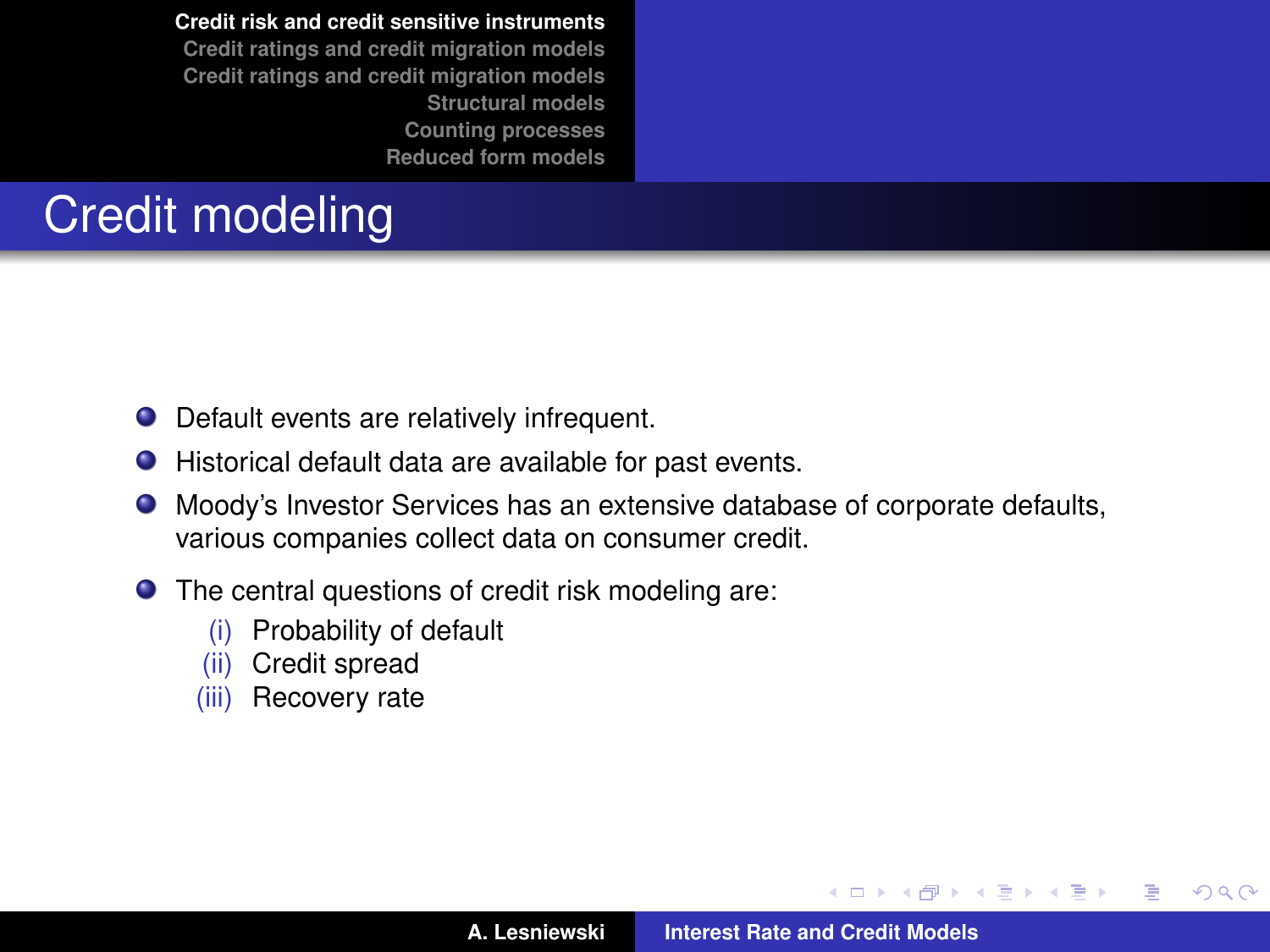# Credit modeling

- Default events are relatively infrequent.
- Historical default data are available for past events.
- Moody's Investor Services has an extensive database of corporate defaults, various companies collect data on consumer credit.
- The central questions of credit risk modeling are:
  - (i) Probability of default
  - (ii) Credit spread
  - (iii) Recovery rate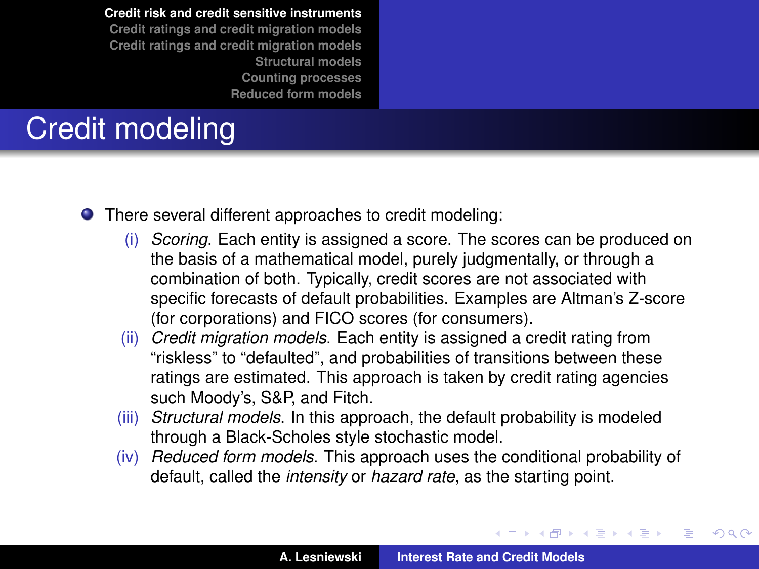# Credit modeling

- There several different approaches to credit modeling:
  - (i) *Scoring*. Each entity is assigned a score. The scores can be produced on the basis of a mathematical model, purely judgmentally, or through a combination of both. Typically, credit scores are not associated with specific forecasts of default probabilities. Examples are Altman's Z-score (for corporations) and FICO scores (for consumers).
  - (ii) *Credit migration models*. Each entity is assigned a credit rating from "riskless" to "defaulted", and probabilities of transitions between these ratings are estimated. This approach is taken by credit rating agencies such Moody's, S&P, and Fitch.
  - (iii) *Structural models*. In this approach, the default probability is modeled through a Black-Scholes style stochastic model.
  - (iv) *Reduced form models*. This approach uses the conditional probability of default, called the *intensity* or *hazard rate*, as the starting point.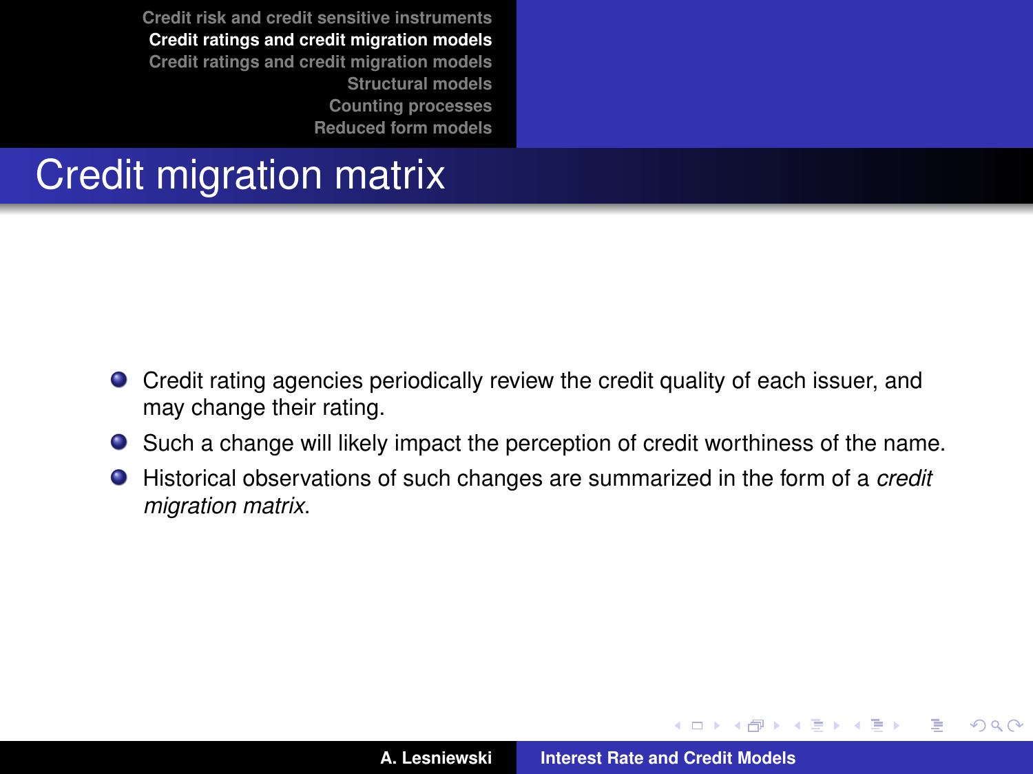# Credit migration matrix

- Credit rating agencies periodically review the credit quality of each issuer, and may change their rating.
- Such a change will likely impact the perception of credit worthiness of the name.
- Historical observations of such changes are summarized in the form of a *credit migration matrix*.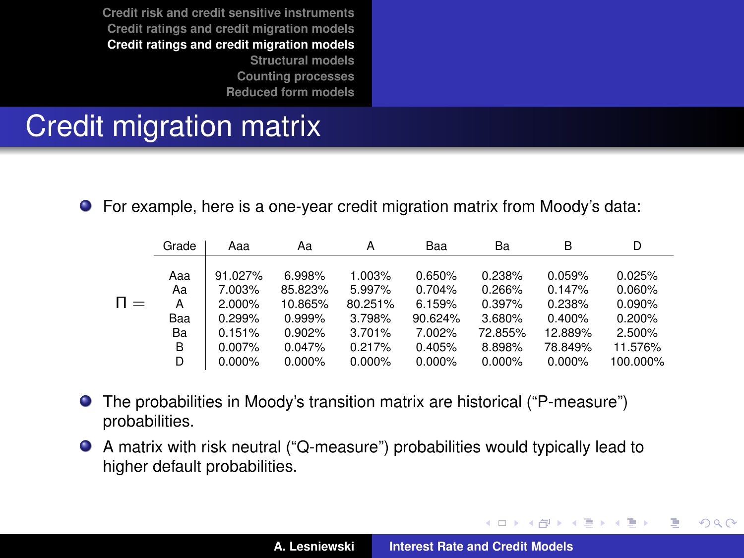# Credit migration matrix

- For example, here is a one-year credit migration matrix from Moody's data:

$\Pi =$

| Grade | Aaa | Aa | A | Baa | Ba | B | D |
|---|---|---|---|---|---|---|---|
| Aaa | 91.027% | 6.998% | 1.003% | 0.650% | 0.238% | 0.059% | 0.025% |
| Aa | 7.003% | 85.823% | 5.997% | 0.704% | 0.266% | 0.147% | 0.060% |
| A | 2.000% | 10.865% | 80.251% | 6.159% | 0.397% | 0.238% | 0.090% |
| Baa | 0.299% | 0.999% | 3.798% | 90.624% | 3.680% | 0.400% | 0.200% |
| Ba | 0.151% | 0.902% | 3.701% | 7.002% | 72.855% | 12.889% | 2.500% |
| B | 0.007% | 0.047% | 0.217% | 0.405% | 8.898% | 78.849% | 11.576% |
| D | 0.000% | 0.000% | 0.000% | 0.000% | 0.000% | 0.000% | 100.000% |

- The probabilities in Moody's transition matrix are historical ("P-measure") probabilities.
- A matrix with risk neutral ("Q-measure") probabilities would typically lead to higher default probabilities.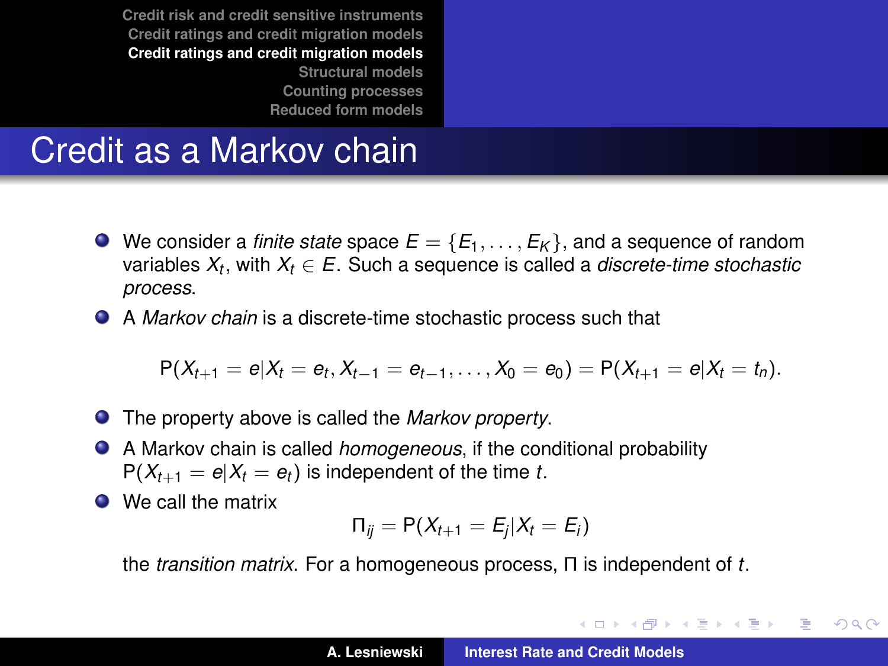# Credit as a Markov chain

- We consider a *finite state* space $E = \{E_1, \ldots, E_K\}$, and a sequence of random variables $X_t$, with $X_t \in E$. Such a sequence is called a *discrete-time stochastic process*.
- A *Markov chain* is a discrete-time stochastic process such that

$$\mathrm{P}(X_{t+1} = e | X_t = e_t, X_{t-1} = e_{t-1}, \ldots, X_0 = e_0) = \mathrm{P}(X_{t+1} = e | X_t = t_n).$$

- The property above is called the *Markov property*.
- A Markov chain is called *homogeneous*, if the conditional probability $\mathrm{P}(X_{t+1} = e | X_t = e_t)$ is independent of the time $t$.
- We call the matrix

$$\Pi_{ij} = \mathrm{P}(X_{t+1} = E_j | X_t = E_i)$$

the *transition matrix*. For a homogeneous process, $\Pi$ is independent of $t$.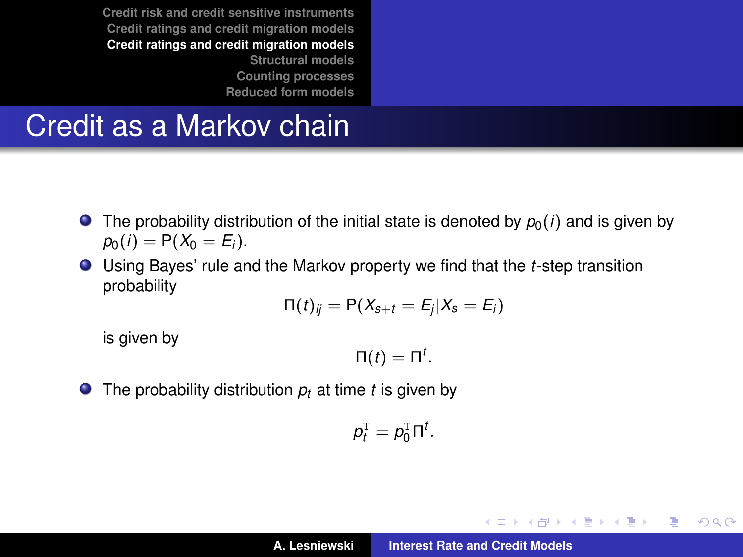# Credit as a Markov chain

- The probability distribution of the initial state is denoted by $p_0(i)$ and is given by $p_0(i) = \mathrm{P}(X_0 = E_i)$.
- Using Bayes' rule and the Markov property we find that the $t$-step transition probability

$$\Pi(t)_{ij} = \mathrm{P}(X_{s+t} = E_j | X_s = E_i)$$

  is given by

$$\Pi(t) = \Pi^t.$$

- The probability distribution $p_t$ at time $t$ is given by

$$p_t^{\mathrm{T}} = p_0^{\mathrm{T}} \Pi^t.$$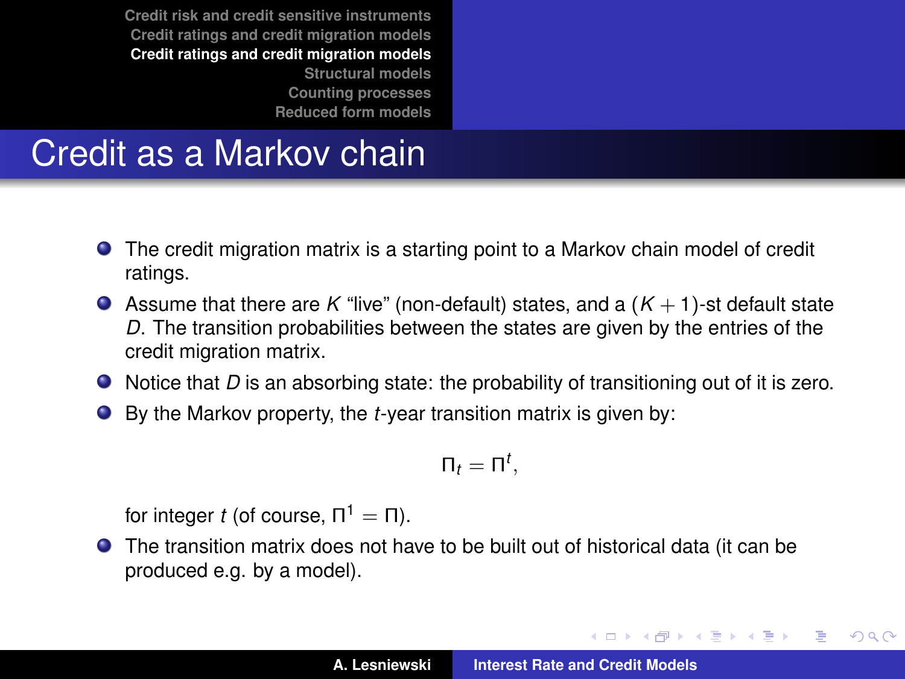# Credit as a Markov chain

- The credit migration matrix is a starting point to a Markov chain model of credit ratings.
- Assume that there are $K$ "live" (non-default) states, and a $(K+1)$-st default state $D$. The transition probabilities between the states are given by the entries of the credit migration matrix.
- Notice that $D$ is an absorbing state: the probability of transitioning out of it is zero.
- By the Markov property, the $t$-year transition matrix is given by:

$$\Pi_t = \Pi^t,$$

  for integer $t$ (of course, $\Pi^1 = \Pi$).
- The transition matrix does not have to be built out of historical data (it can be produced e.g. by a model).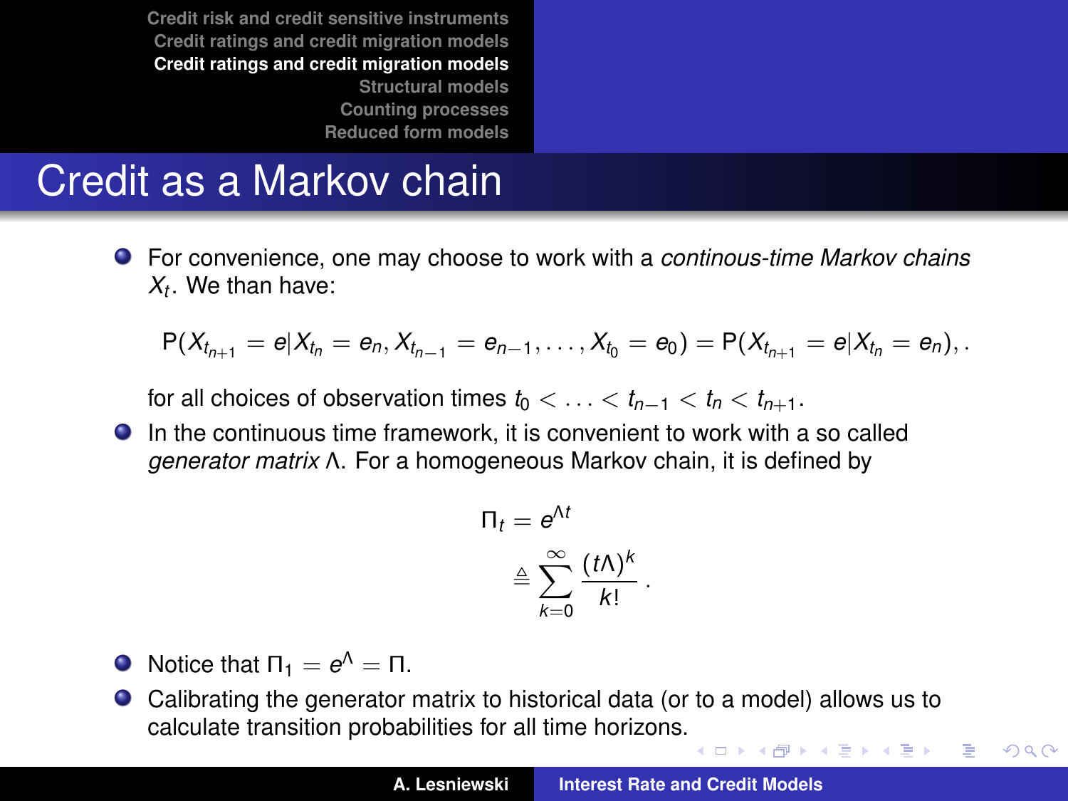# Credit as a Markov chain

- For convenience, one may choose to work with a *continous-time Markov chains* $X_t$. We than have:

$$\mathrm{P}(X_{t_{n+1}} = e | X_{t_n} = e_n, X_{t_{n-1}} = e_{n-1}, \ldots, X_{t_0} = e_0) = \mathrm{P}(X_{t_{n+1}} = e | X_{t_n} = e_n), .$$

  for all choices of observation times $t_0 < \ldots < t_{n-1} < t_n < t_{n+1}$.

- In the continuous time framework, it is convenient to work with a so called *generator matrix* $\Lambda$. For a homogeneous Markov chain, it is defined by

$$\begin{aligned} \Pi_t &= e^{\Lambda t} \\ &\triangleq \sum_{k=0}^{\infty} \frac{(t\Lambda)^k}{k!} . \end{aligned}$$

- Notice that $\Pi_1 = e^{\Lambda} = \Pi$.
- Calibrating the generator matrix to historical data (or to a model) allows us to calculate transition probabilities for all time horizons.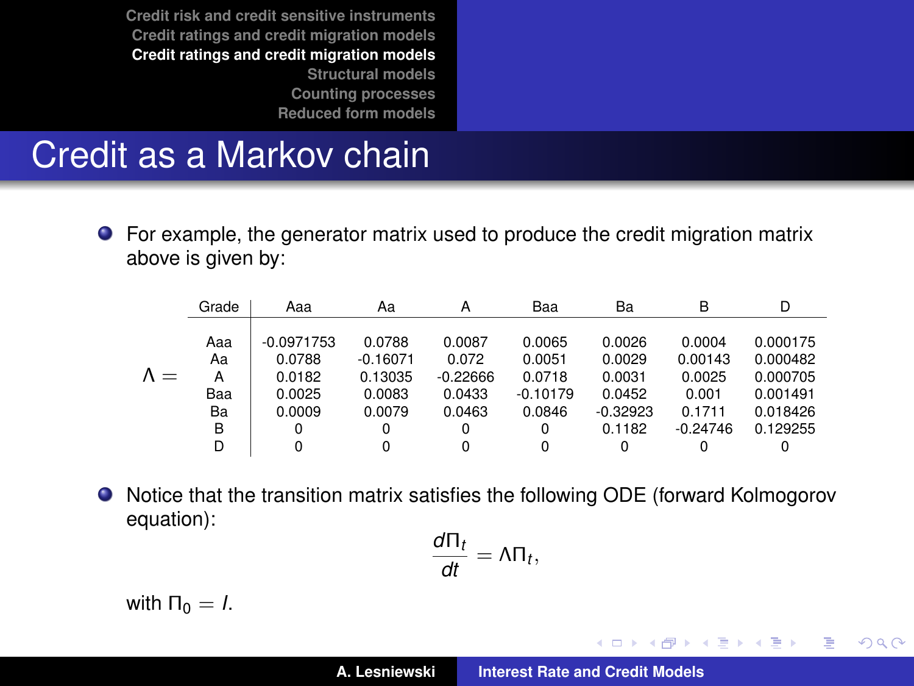# Credit as a Markov chain

- For example, the generator matrix used to produce the credit migration matrix above is given by:

$\Lambda =$

| Grade | Aaa | Aa | A | Baa | Ba | B | D |
|---|---|---|---|---|---|---|---|
| Aaa | -0.0971753 | 0.0788 | 0.0087 | 0.0065 | 0.0026 | 0.0004 | 0.000175 |
| Aa | 0.0788 | -0.16071 | 0.072 | 0.0051 | 0.0029 | 0.00143 | 0.000482 |
| A | 0.0182 | 0.13035 | -0.22666 | 0.0718 | 0.0031 | 0.0025 | 0.000705 |
| Baa | 0.0025 | 0.0083 | 0.0433 | -0.10179 | 0.0452 | 0.001 | 0.001491 |
| Ba | 0.0009 | 0.0079 | 0.0463 | 0.0846 | -0.32923 | 0.1711 | 0.018426 |
| B | 0 | 0 | 0 | 0 | 0.1182 | -0.24746 | 0.129255 |
| D | 0 | 0 | 0 | 0 | 0 | 0 | 0 |

- Notice that the transition matrix satisfies the following ODE (forward Kolmogorov equation):

$$\frac{d\Pi_t}{dt} = \Lambda \Pi_t,$$

with $\Pi_0 = I$.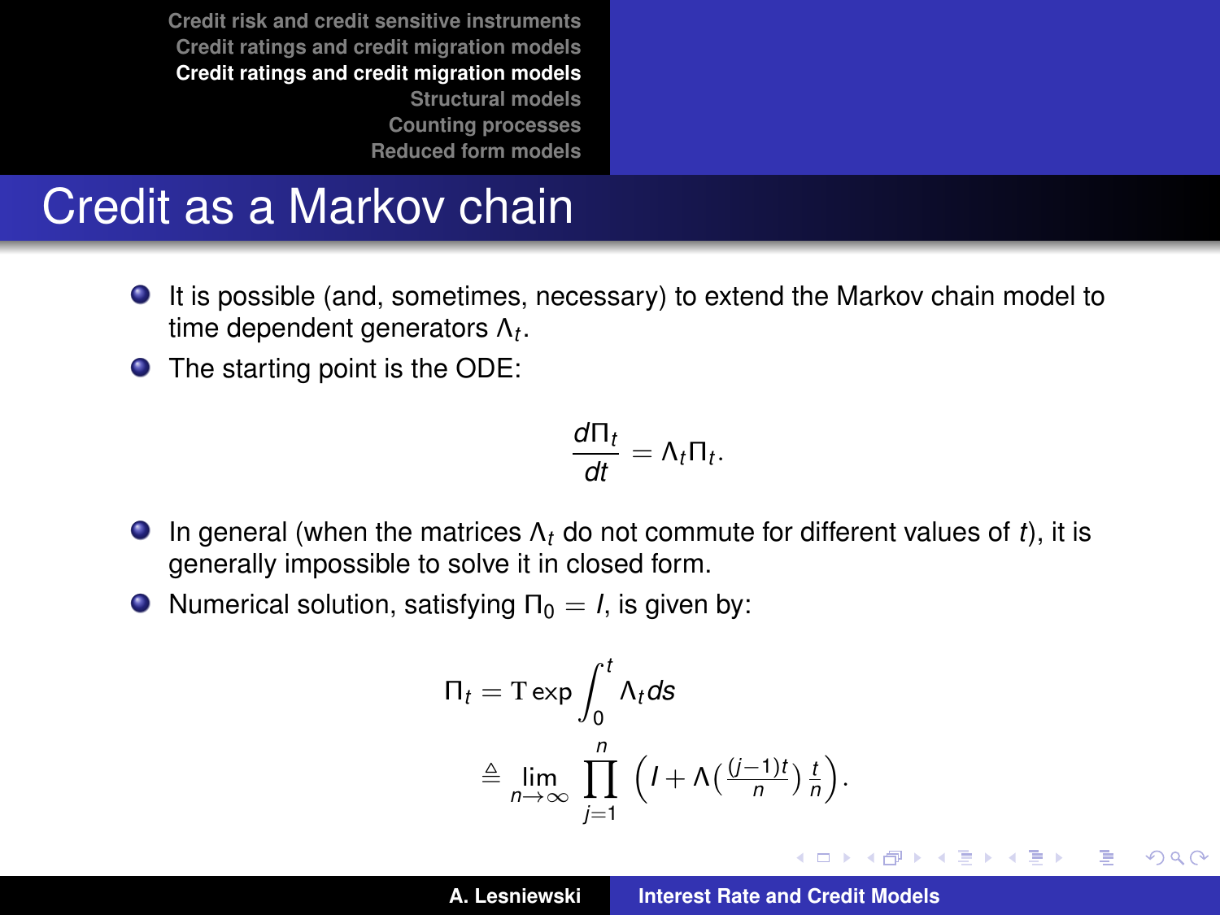# Credit as a Markov chain

- It is possible (and, sometimes, necessary) to extend the Markov chain model to time dependent generators $\Lambda_t$.
- The starting point is the ODE:

$$\frac{d\Pi_t}{dt} = \Lambda_t \Pi_t.$$

- In general (when the matrices $\Lambda_t$ do not commute for different values of $t$), it is generally impossible to solve it in closed form.
- Numerical solution, satisfying $\Pi_0 = I$, is given by:

$$\begin{aligned}\Pi_t &= \mathrm{T} \exp \int_0^t \Lambda_t ds \\ &\triangleq \lim_{n \to \infty} \prod_{j=1}^{n} \Big( I + \Lambda\big(\tfrac{(j-1)t}{n}\big) \tfrac{t}{n} \Big).\end{aligned}$$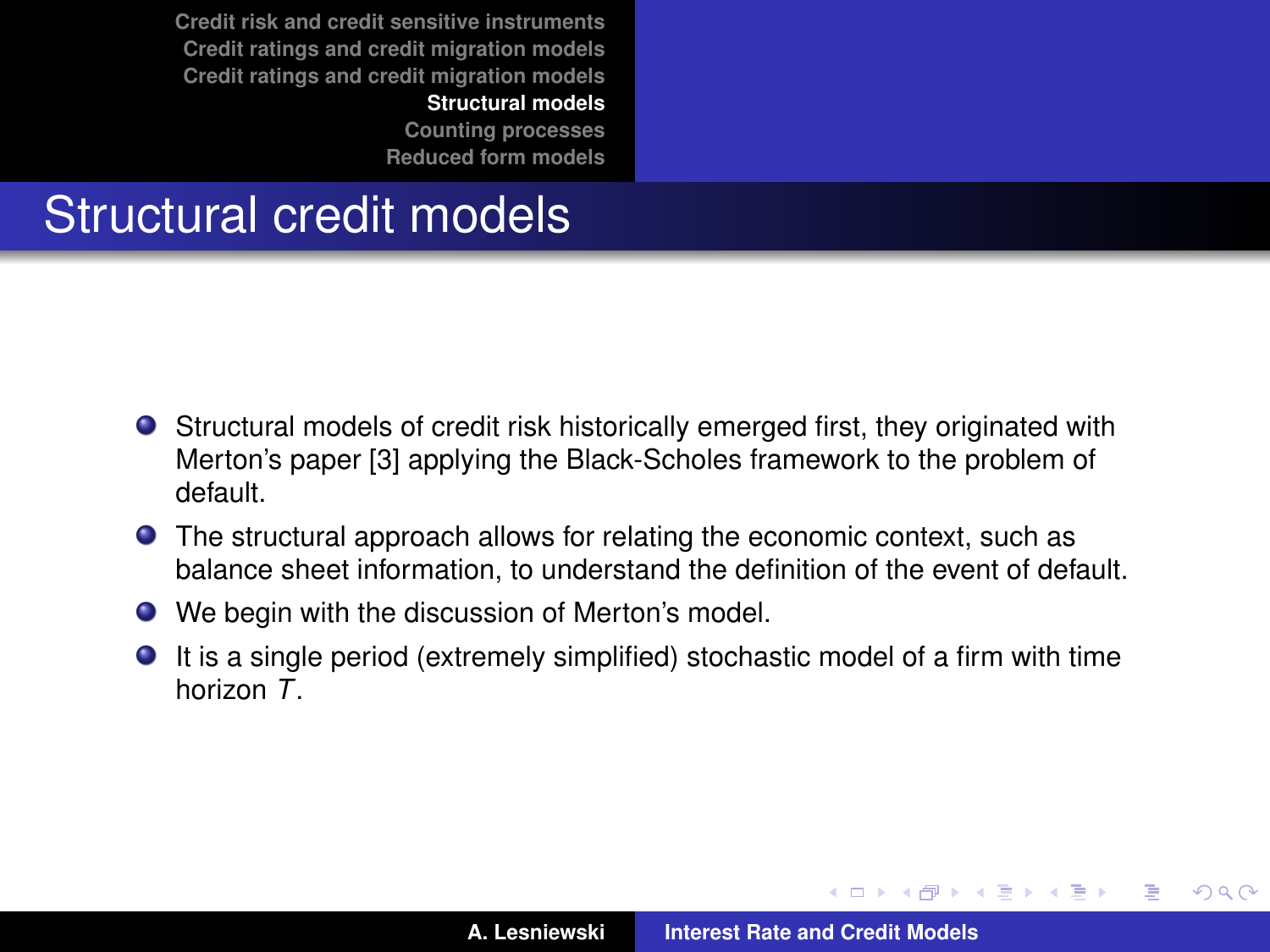# Structural credit models

- Structural models of credit risk historically emerged first, they originated with Merton's paper [3] applying the Black-Scholes framework to the problem of default.
- The structural approach allows for relating the economic context, such as balance sheet information, to understand the definition of the event of default.
- We begin with the discussion of Merton's model.
- It is a single period (extremely simplified) stochastic model of a firm with time horizon $T$.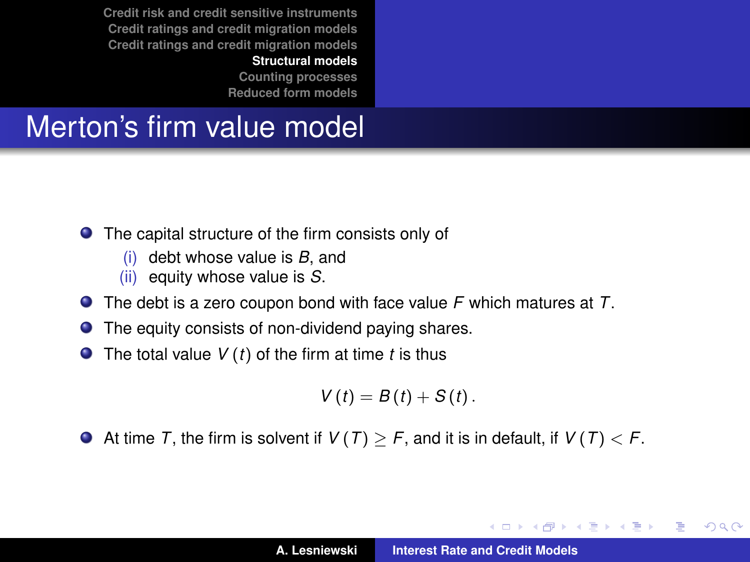# Merton's firm value model

- The capital structure of the firm consists only of
  - (i) debt whose value is $B$, and
  - (ii) equity whose value is $S$.
- The debt is a zero coupon bond with face value $F$ which matures at $T$.
- The equity consists of non-dividend paying shares.
- The total value $V(t)$ of the firm at time $t$ is thus

$$V(t) = B(t) + S(t).$$

- At time $T$, the firm is solvent if $V(T) \geq F$, and it is in default, if $V(T) < F$.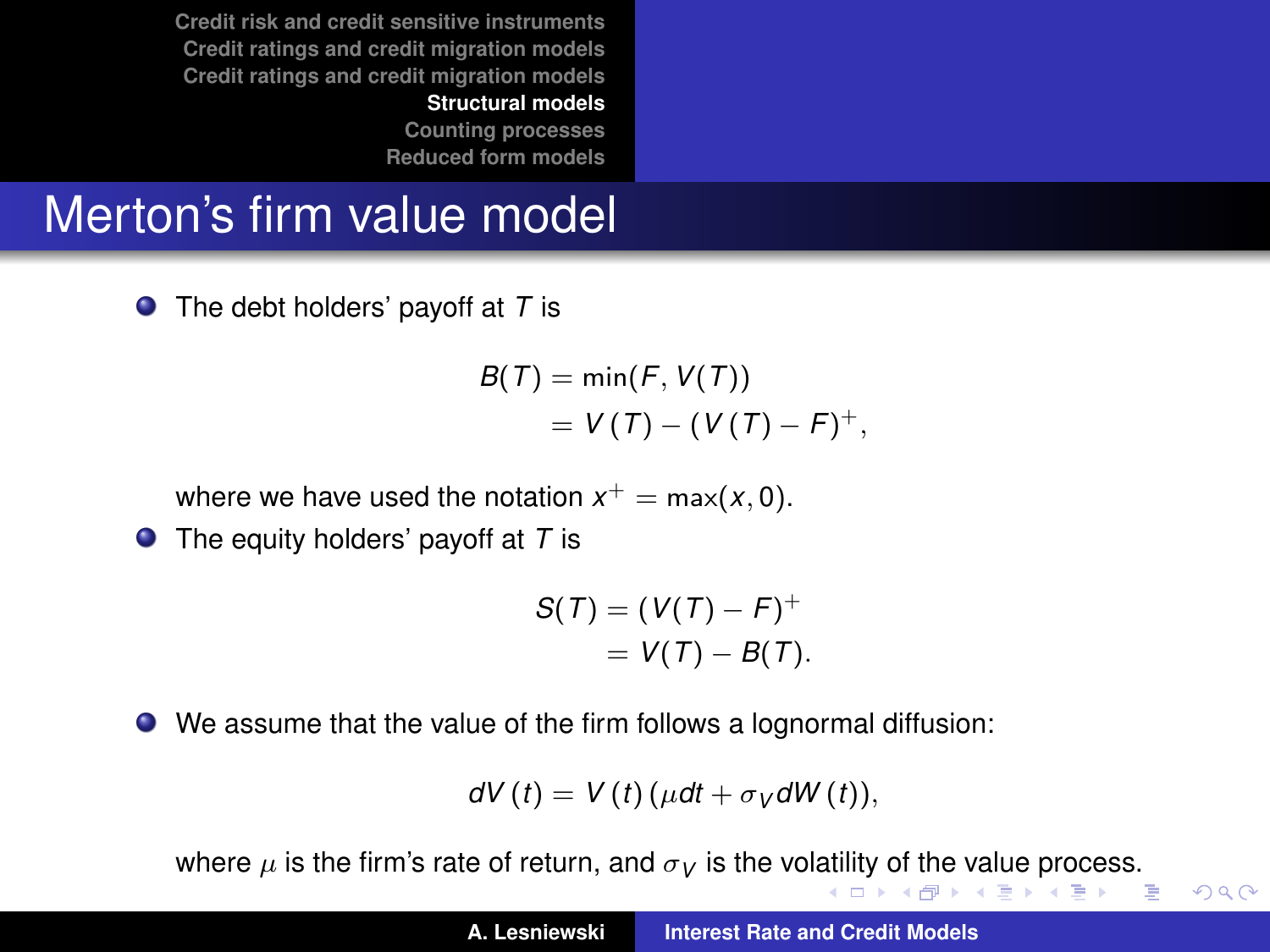# Merton's firm value model

- The debt holders' payoff at $T$ is

$$
\begin{aligned}
B(T) &= \min(F, V(T)) \\
&= V(T) - (V(T) - F)^+,
\end{aligned}
$$

  where we have used the notation $x^+ = \max(x, 0)$.

- The equity holders' payoff at $T$ is

$$
\begin{aligned}
S(T) &= (V(T) - F)^+ \\
&= V(T) - B(T).
\end{aligned}
$$

- We assume that the value of the firm follows a lognormal diffusion:

$$
dV(t) = V(t)(\mu dt + \sigma_V dW(t)),
$$

  where $\mu$ is the firm's rate of return, and $\sigma_V$ is the volatility of the value process.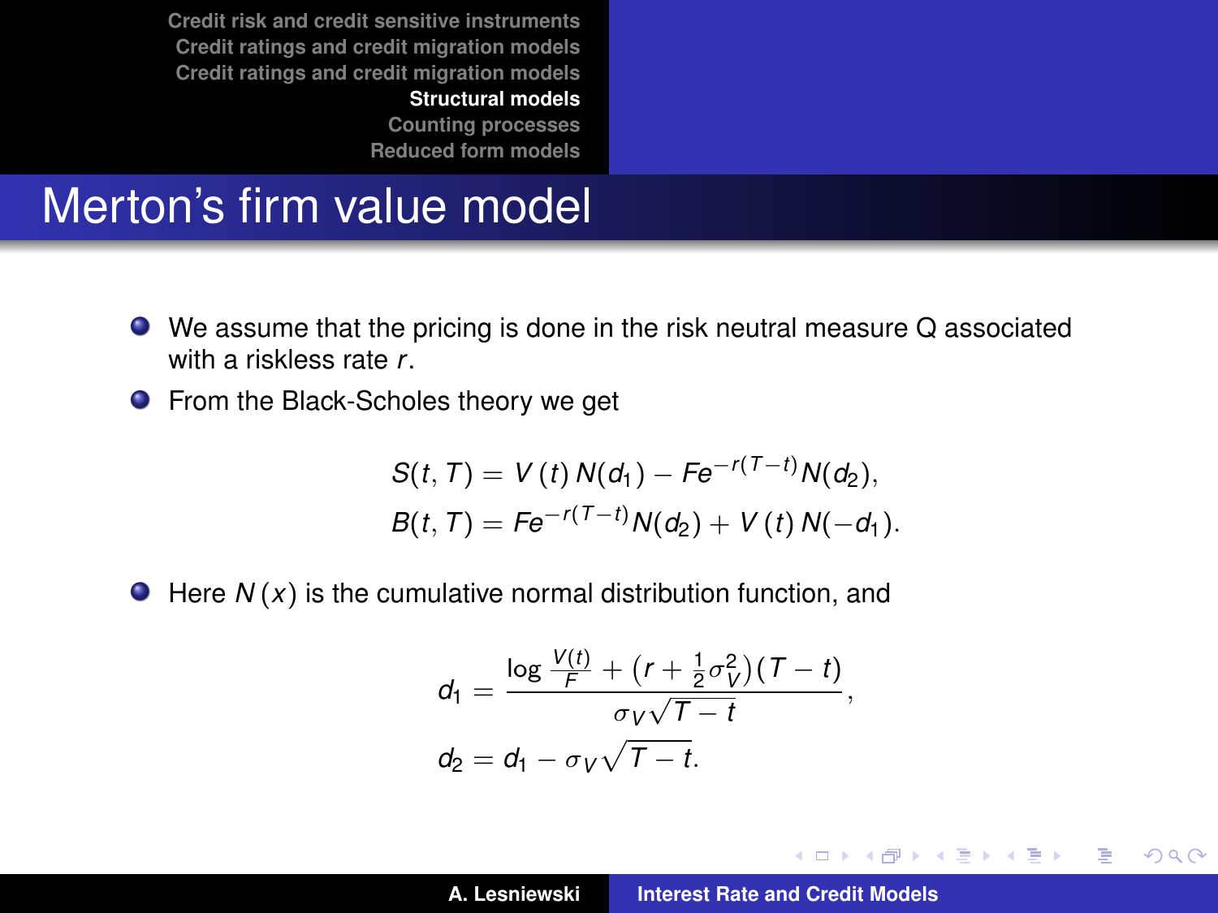# Merton's firm value model

- We assume that the pricing is done in the risk neutral measure Q associated with a riskless rate $r$.
- From the Black-Scholes theory we get

$$
\begin{aligned}
S(t,T) &= V(t)\,N(d_1) - Fe^{-r(T-t)}N(d_2),\\
B(t,T) &= Fe^{-r(T-t)}N(d_2) + V(t)\,N(-d_1).
\end{aligned}
$$

- Here $N(x)$ is the cumulative normal distribution function, and

$$
\begin{aligned}
d_1 &= \frac{\log \frac{V(t)}{F} + \left(r + \frac{1}{2}\sigma_V^2\right)(T-t)}{\sigma_V\sqrt{T-t}},\\
d_2 &= d_1 - \sigma_V\sqrt{T-t}.
\end{aligned}
$$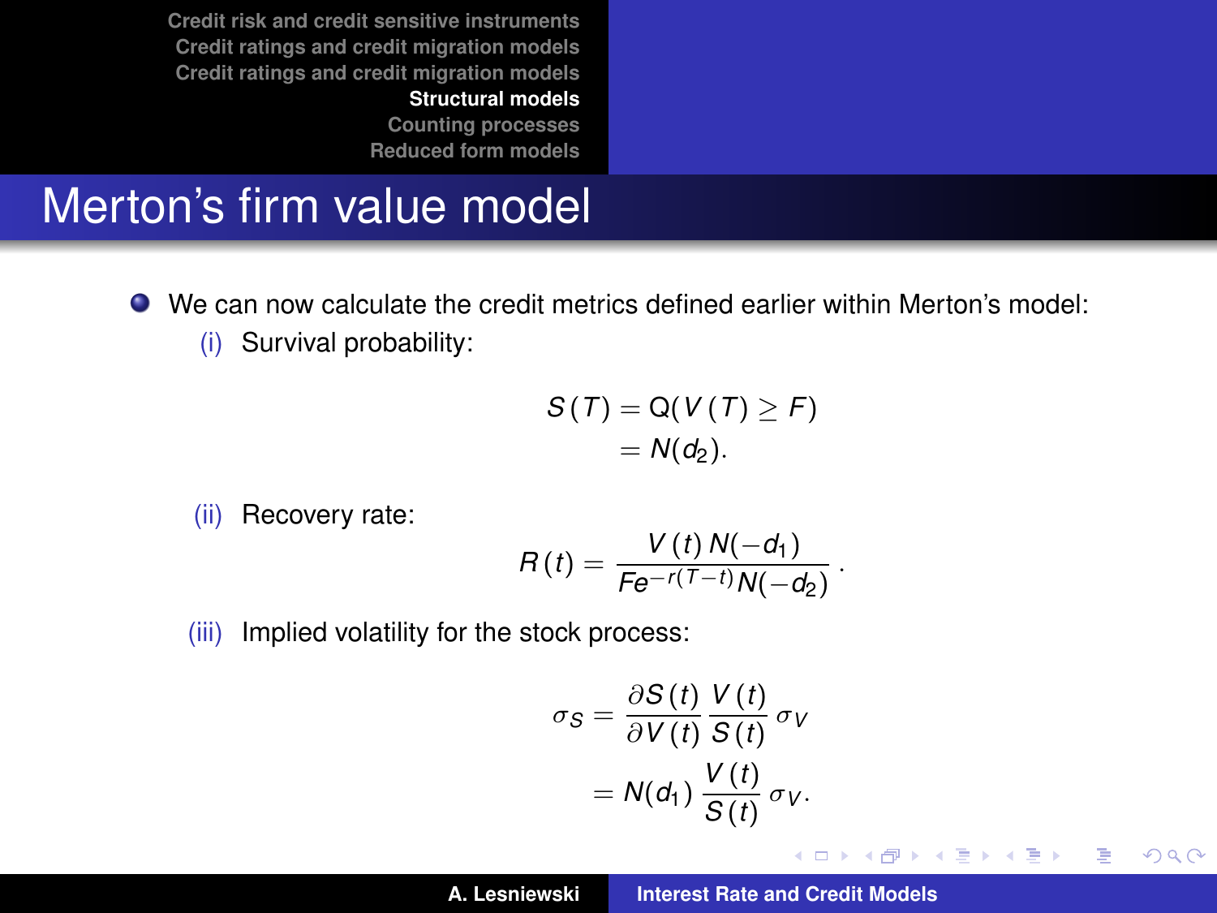# Merton's firm value model

- We can now calculate the credit metrics defined earlier within Merton's model:

  (i) Survival probability:

$$
\begin{aligned}
S(T) &= \mathrm{Q}(V(T) \geq F) \\
&= N(d_2).
\end{aligned}
$$

  (ii) Recovery rate:

$$
R(t) = \frac{V(t)\, N(-d_1)}{F e^{-r(T-t)} N(-d_2)} .
$$

  (iii) Implied volatility for the stock process:

$$
\begin{aligned}
\sigma_S &= \frac{\partial S(t)}{\partial V(t)} \frac{V(t)}{S(t)} \sigma_V \\
&= N(d_1) \frac{V(t)}{S(t)} \sigma_V .
\end{aligned}
$$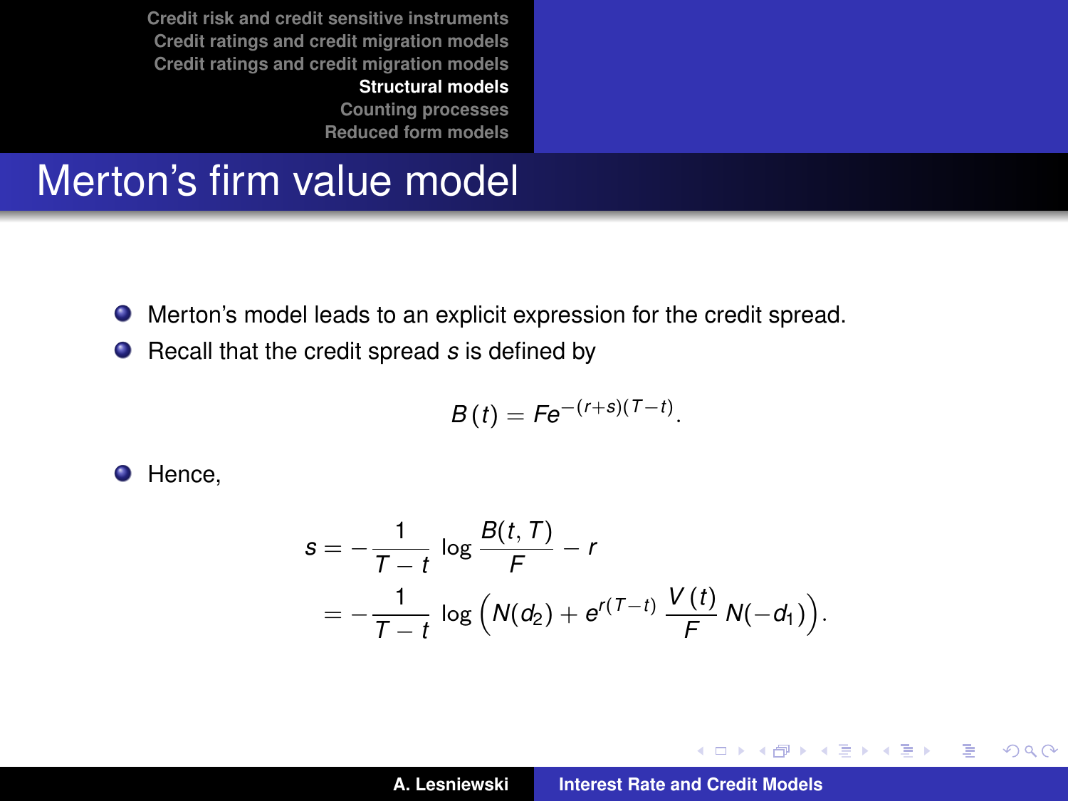# Merton's firm value model

- Merton's model leads to an explicit expression for the credit spread.
- Recall that the credit spread $s$ is defined by

$$B(t) = Fe^{-(r+s)(T-t)}.$$

- Hence,

$$
\begin{aligned}
s &= -\frac{1}{T-t} \log \frac{B(t,T)}{F} - r \\
&= -\frac{1}{T-t} \log \Big( N(d_2) + e^{r(T-t)} \frac{V(t)}{F} N(-d_1) \Big).
\end{aligned}
$$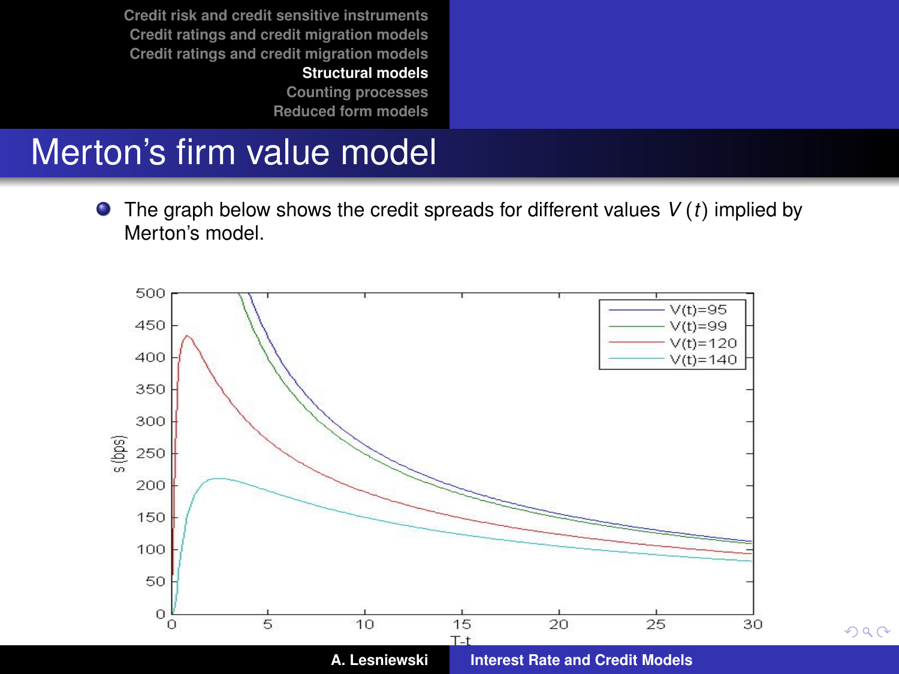## Merton's firm value model

- The graph below shows the credit spreads for different values $V(t)$ implied by Merton's model.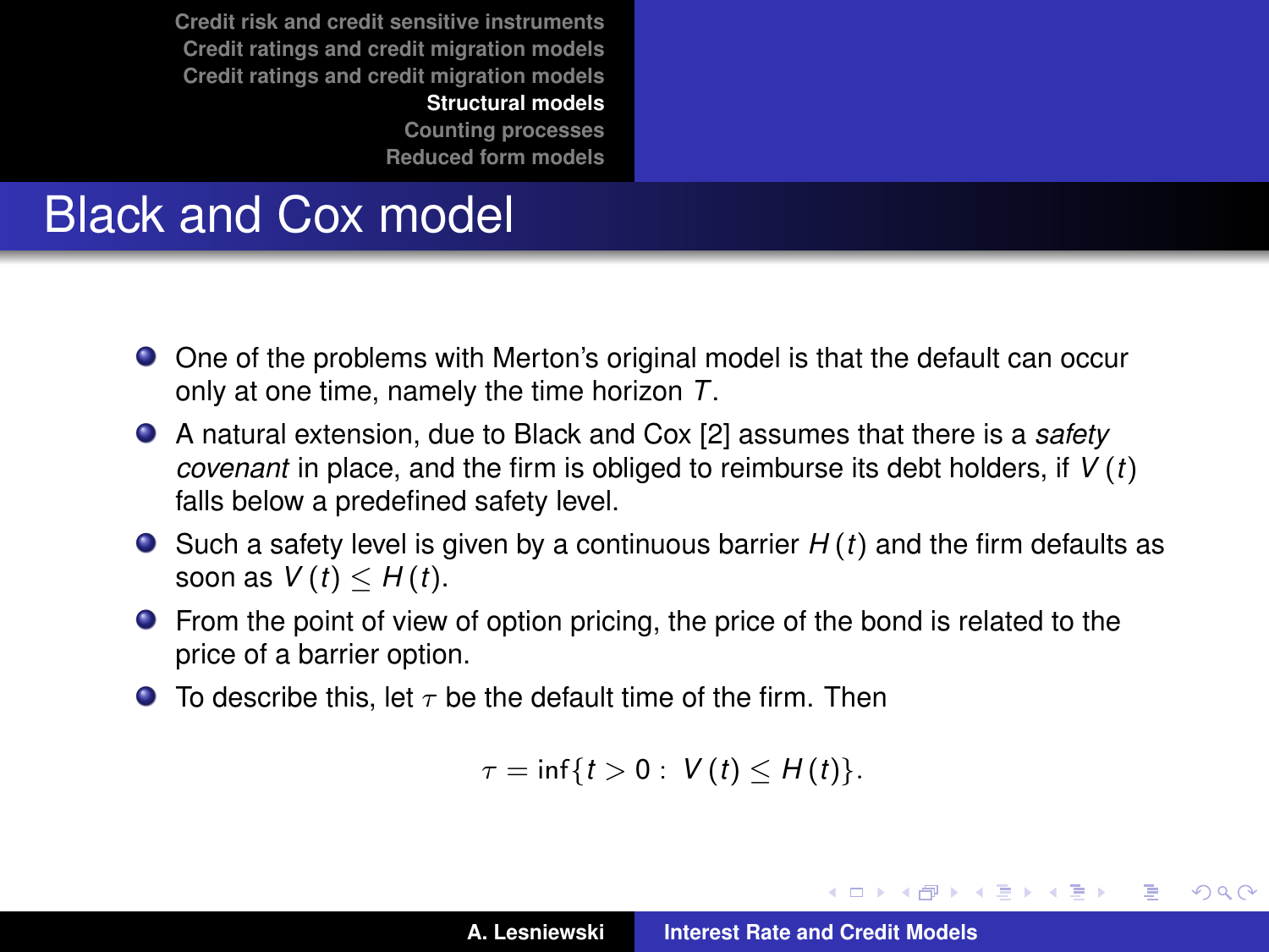# Black and Cox model

- One of the problems with Merton's original model is that the default can occur only at one time, namely the time horizon $T$.
- A natural extension, due to Black and Cox [2] assumes that there is a *safety covenant* in place, and the firm is obliged to reimburse its debt holders, if $V(t)$ falls below a predefined safety level.
- Such a safety level is given by a continuous barrier $H(t)$ and the firm defaults as soon as $V(t) \leq H(t)$.
- From the point of view of option pricing, the price of the bond is related to the price of a barrier option.
- To describe this, let $\tau$ be the default time of the firm. Then

$$\tau = \inf\{t > 0 : \; V(t) \leq H(t)\}.$$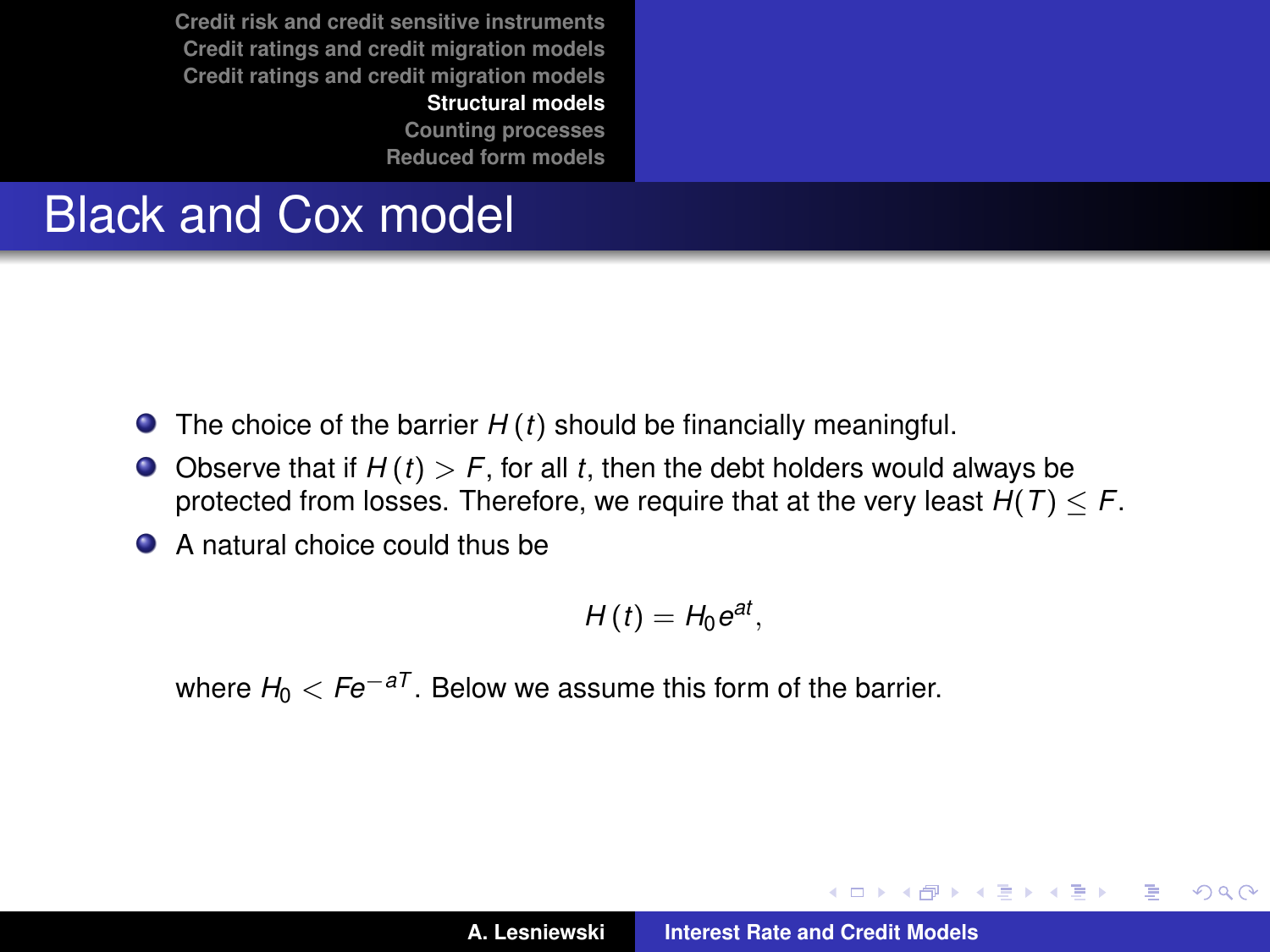# Black and Cox model

- The choice of the barrier $H(t)$ should be financially meaningful.
- Observe that if $H(t) > F$, for all $t$, then the debt holders would always be protected from losses. Therefore, we require that at the very least $H(T) \leq F$.
- A natural choice could thus be

$$H(t) = H_0 e^{at},$$

where $H_0 < Fe^{-aT}$. Below we assume this form of the barrier.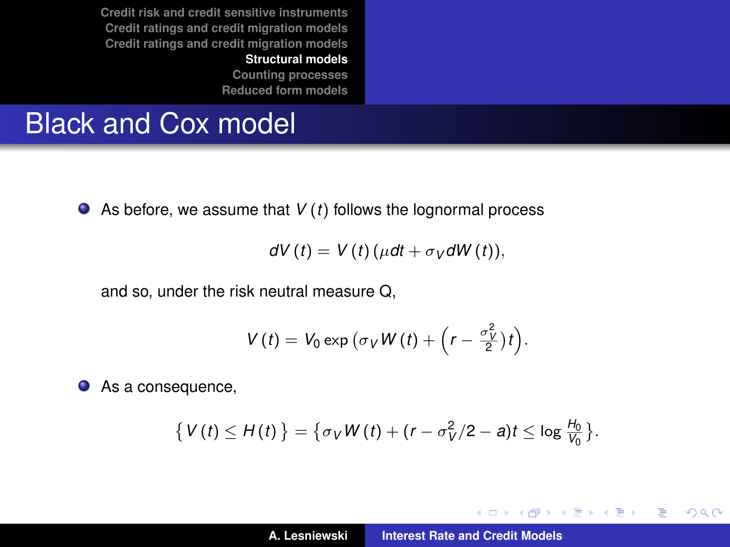# Black and Cox model

- As before, we assume that $V(t)$ follows the lognormal process

$$dV(t) = V(t)(\mu dt + \sigma_V dW(t)),$$

  and so, under the risk neutral measure Q,

$$V(t) = V_0 \exp\left(\sigma_V W(t) + \left(r - \frac{\sigma_V^2}{2}\right)t\right).$$

- As a consequence,

$$\left\{V(t) \leq H(t)\right\} = \left\{\sigma_V W(t) + (r - \sigma_V^2/2 - a)t \leq \log \frac{H_0}{V_0}\right\}.$$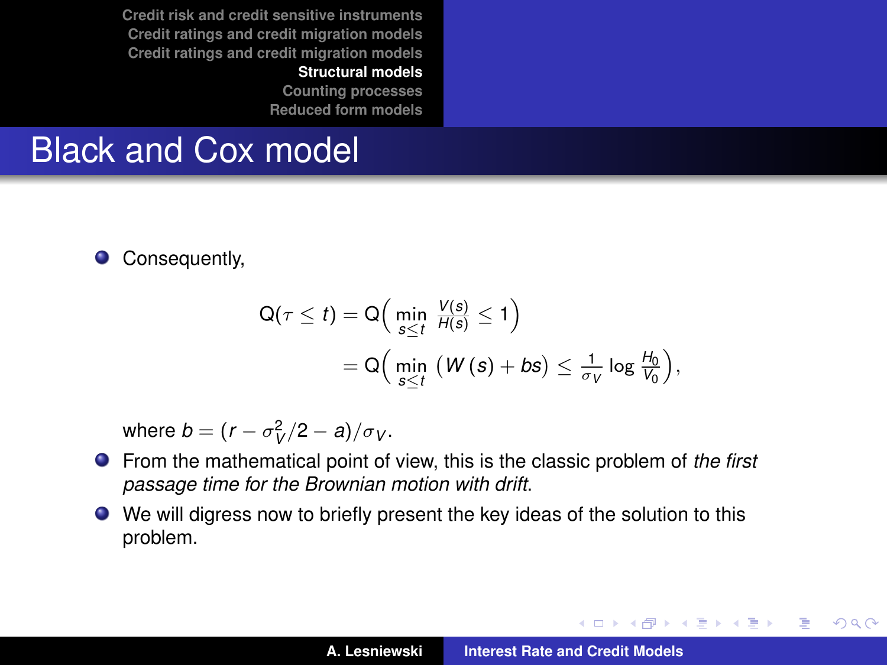# Black and Cox model

- Consequently,

$$
\begin{aligned}
Q(\tau \leq t) &= Q\Big( \min_{s \leq t} \frac{V(s)}{H(s)} \leq 1 \Big) \\
&= Q\Big( \min_{s \leq t} \left( W(s) + bs \right) \leq \frac{1}{\sigma_V} \log \frac{H_0}{V_0} \Big),
\end{aligned}
$$

  where $b = (r - \sigma_V^2/2 - a)/\sigma_V$.

- From the mathematical point of view, this is the classic problem of *the first passage time for the Brownian motion with drift*.
- We will digress now to briefly present the key ideas of the solution to this problem.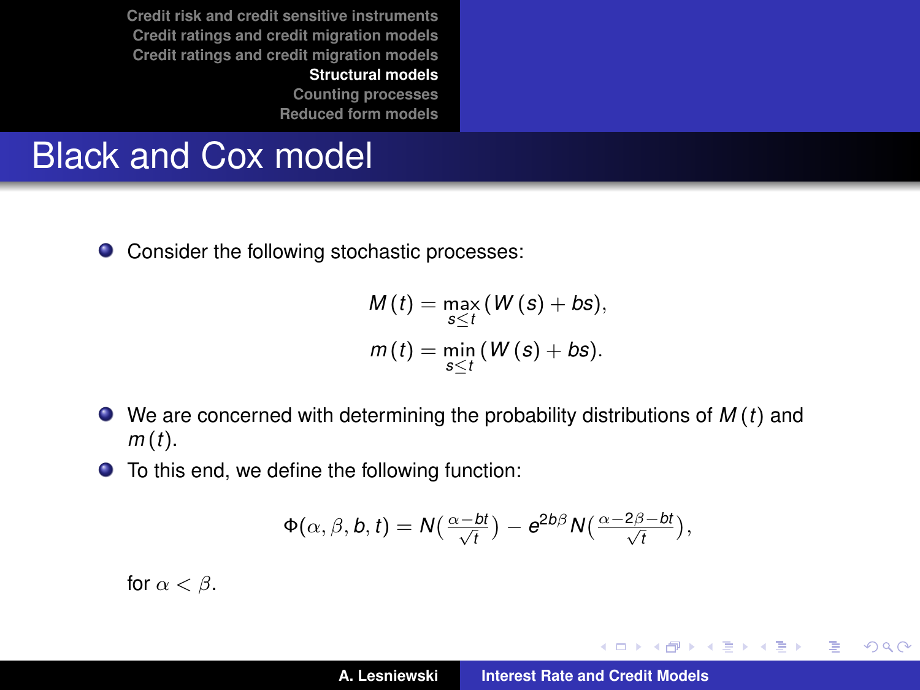# Black and Cox model

- Consider the following stochastic processes:

$$M(t) = \max_{s \leq t} (W(s) + bs),$$

$$m(t) = \min_{s \leq t} (W(s) + bs).$$

- We are concerned with determining the probability distributions of $M(t)$ and $m(t)$.
- To this end, we define the following function:

$$\Phi(\alpha, \beta, b, t) = N\big(\tfrac{\alpha - bt}{\sqrt{t}}\big) - e^{2b\beta} N\big(\tfrac{\alpha - 2\beta - bt}{\sqrt{t}}\big),$$

  for $\alpha < \beta$.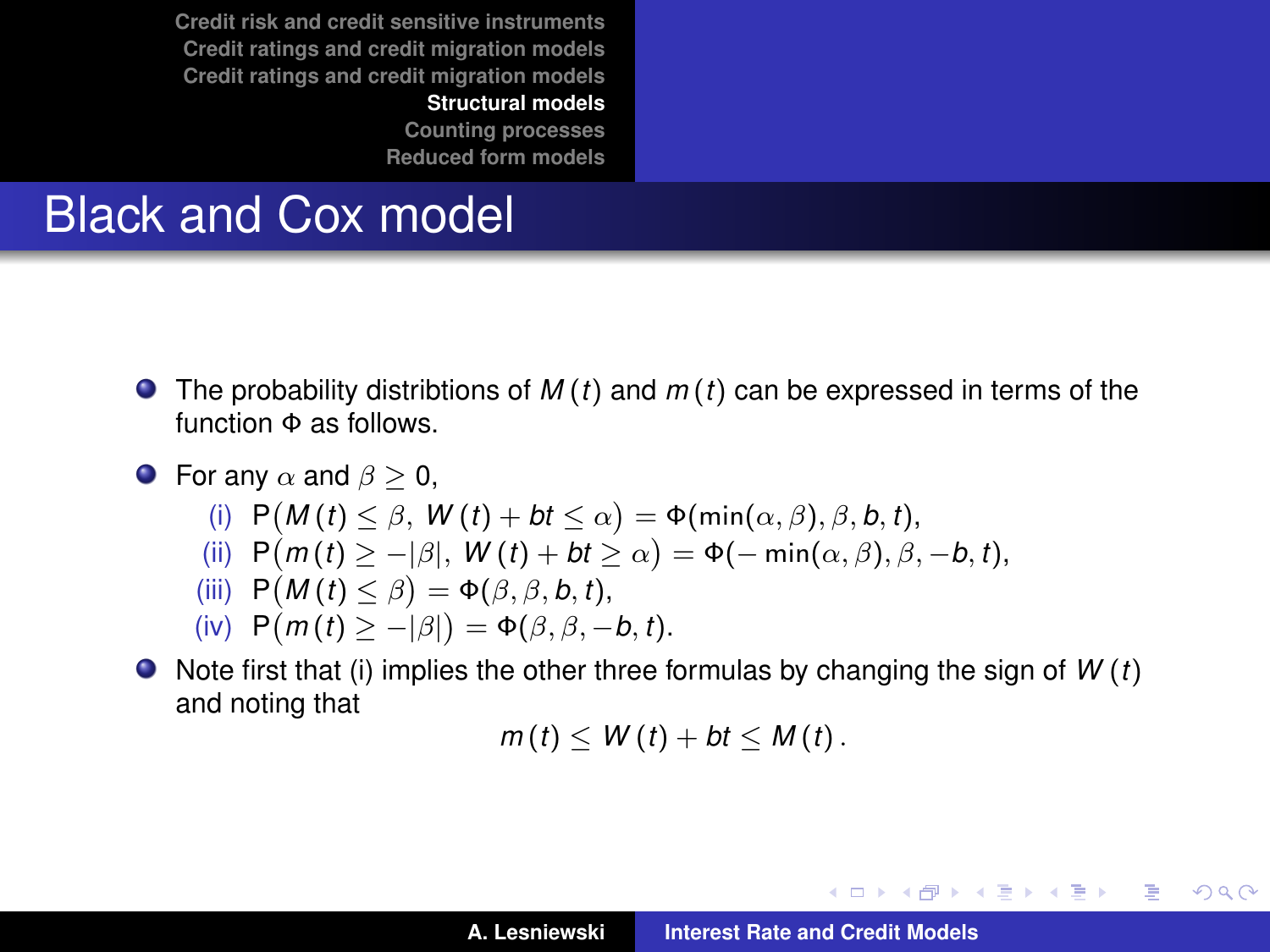# Black and Cox model

- The probability distribtions of $M(t)$ and $m(t)$ can be expressed in terms of the function $\Phi$ as follows.
- For any $\alpha$ and $\beta \geq 0$,
  - (i) $\mathrm{P}\big(M(t) \leq \beta,\ W(t) + bt \leq \alpha\big) = \Phi(\min(\alpha, \beta), \beta, b, t)$,
  - (ii) $\mathrm{P}\big(m(t) \geq -|\beta|,\ W(t) + bt \geq \alpha\big) = \Phi(-\min(\alpha, \beta), \beta, -b, t)$,
  - (iii) $\mathrm{P}\big(M(t) \leq \beta\big) = \Phi(\beta, \beta, b, t)$,
  - (iv) $\mathrm{P}\big(m(t) \geq -|\beta|\big) = \Phi(\beta, \beta, -b, t)$.
- Note first that (i) implies the other three formulas by changing the sign of $W(t)$ and noting that

$$m(t) \leq W(t) + bt \leq M(t).$$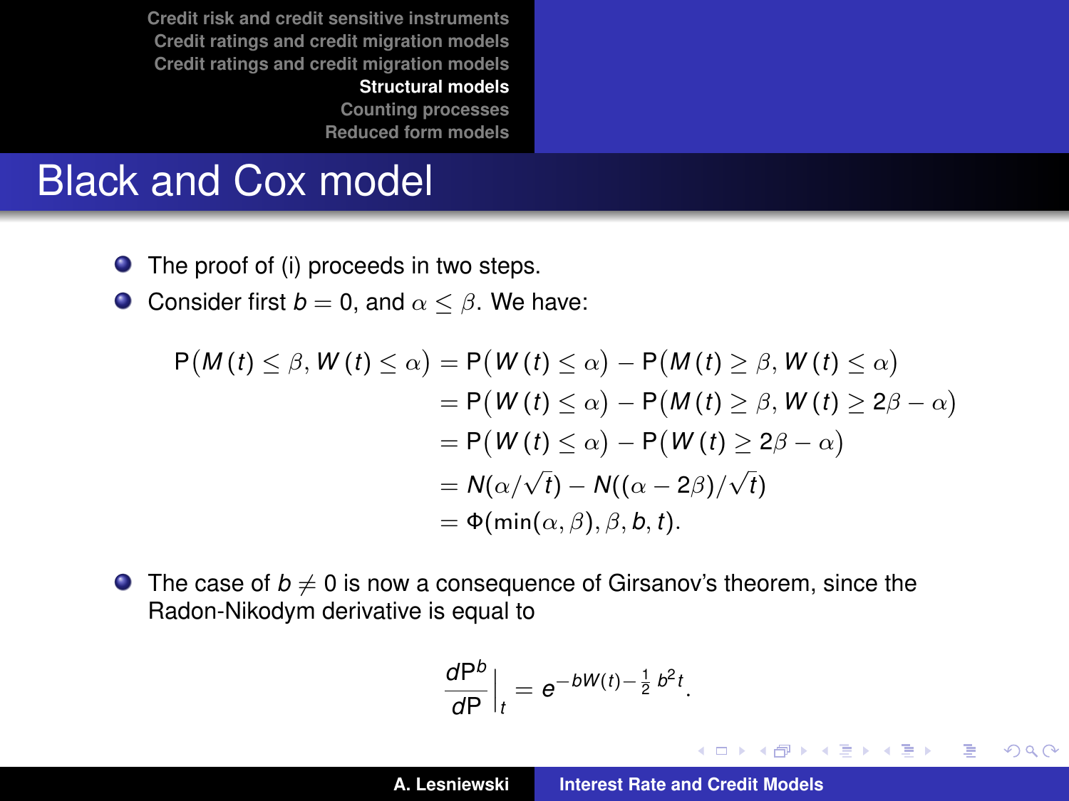# Black and Cox model

- The proof of (i) proceeds in two steps.
- Consider first $b = 0$, and $\alpha \leq \beta$. We have:

$$
\begin{aligned}
\mathsf{P}\big(M(t) \leq \beta, W(t) \leq \alpha\big) &= \mathsf{P}\big(W(t) \leq \alpha\big) - \mathsf{P}\big(M(t) \geq \beta, W(t) \leq \alpha\big) \\
&= \mathsf{P}\big(W(t) \leq \alpha\big) - \mathsf{P}\big(M(t) \geq \beta, W(t) \geq 2\beta - \alpha\big) \\
&= \mathsf{P}\big(W(t) \leq \alpha\big) - \mathsf{P}\big(W(t) \geq 2\beta - \alpha\big) \\
&= N(\alpha/\sqrt{t}) - N((\alpha - 2\beta)/\sqrt{t}) \\
&= \Phi(\min(\alpha, \beta), \beta, b, t).
\end{aligned}
$$

- The case of $b \neq 0$ is now a consequence of Girsanov's theorem, since the Radon-Nikodym derivative is equal to

$$
\frac{d\mathsf{P}^b}{d\mathsf{P}}\Big|_t = e^{-bW(t) - \frac{1}{2}b^2 t}.
$$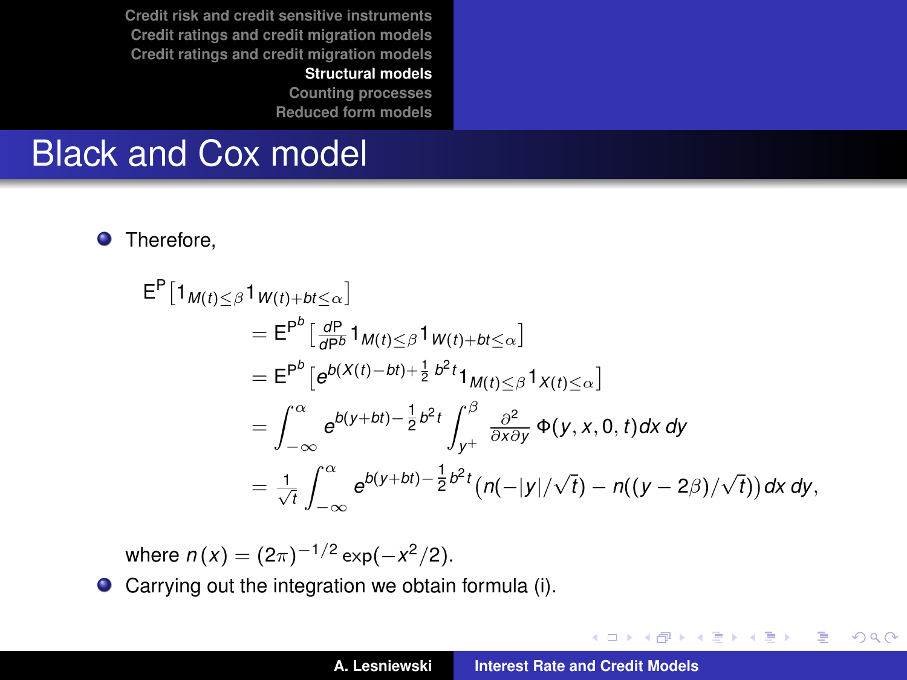# Black and Cox model

- Therefore,

$$
\begin{aligned}
\mathsf{E}^{\mathsf{P}}\left[1_{M(t)\leq\beta}1_{W(t)+bt\leq\alpha}\right]
&= \mathsf{E}^{\mathsf{P}^b}\left[\tfrac{d\mathsf{P}}{d\mathsf{P}^b}1_{M(t)\leq\beta}1_{W(t)+bt\leq\alpha}\right] \\
&= \mathsf{E}^{\mathsf{P}^b}\left[e^{b(X(t)-bt)+\frac{1}{2}\,b^2 t}1_{M(t)\leq\beta}1_{X(t)\leq\alpha}\right] \\
&= \int_{-\infty}^{\alpha} e^{b(y+bt)-\frac{1}{2}b^2 t}\int_{y^+}^{\beta}\frac{\partial^2}{\partial x\partial y}\,\Phi(y,x,0,t)dx\,dy \\
&= \frac{1}{\sqrt{t}}\int_{-\infty}^{\alpha} e^{b(y+bt)-\frac{1}{2}b^2 t}\big(n(-|y|/\sqrt{t})-n((y-2\beta)/\sqrt{t})\big)dx\,dy,
\end{aligned}
$$

  where $n(x)=(2\pi)^{-1/2}\exp(-x^2/2)$.

- Carrying out the integration we obtain formula (i).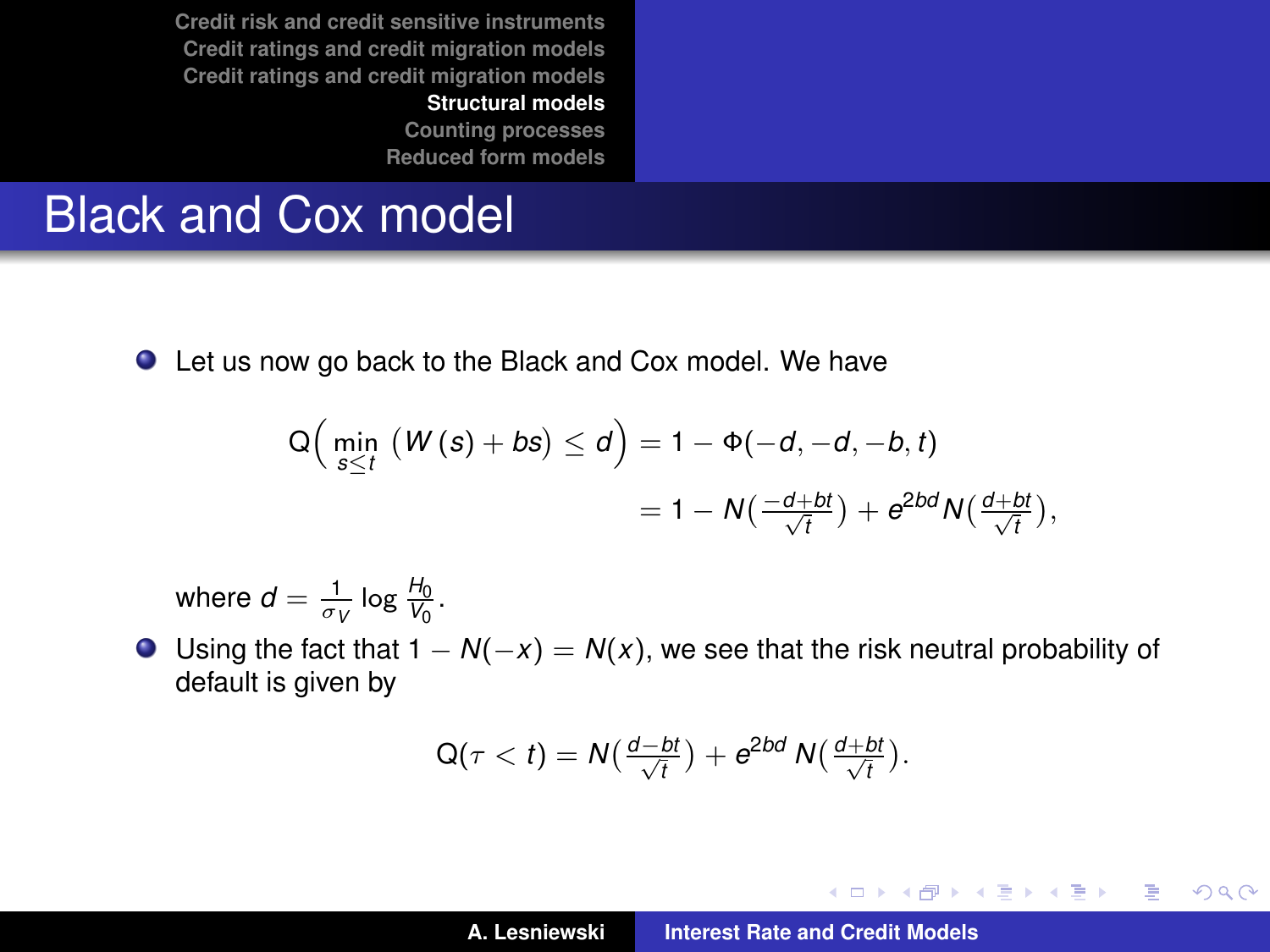# Black and Cox model

- Let us now go back to the Black and Cox model. We have

$$
\begin{aligned}
Q\Big(\min_{s\leq t}\left(W(s)+bs\right)\leq d\Big) &= 1-\Phi(-d,-d,-b,t) \\
&= 1-N\big(\tfrac{-d+bt}{\sqrt{t}}\big)+e^{2bd}N\big(\tfrac{d+bt}{\sqrt{t}}\big),
\end{aligned}
$$

  where $d=\frac{1}{\sigma_V}\log\frac{H_0}{V_0}$.

- Using the fact that $1-N(-x)=N(x)$, we see that the risk neutral probability of default is given by

$$
Q(\tau<t)=N\big(\tfrac{d-bt}{\sqrt{t}}\big)+e^{2bd}\,N\big(\tfrac{d+bt}{\sqrt{t}}\big).
$$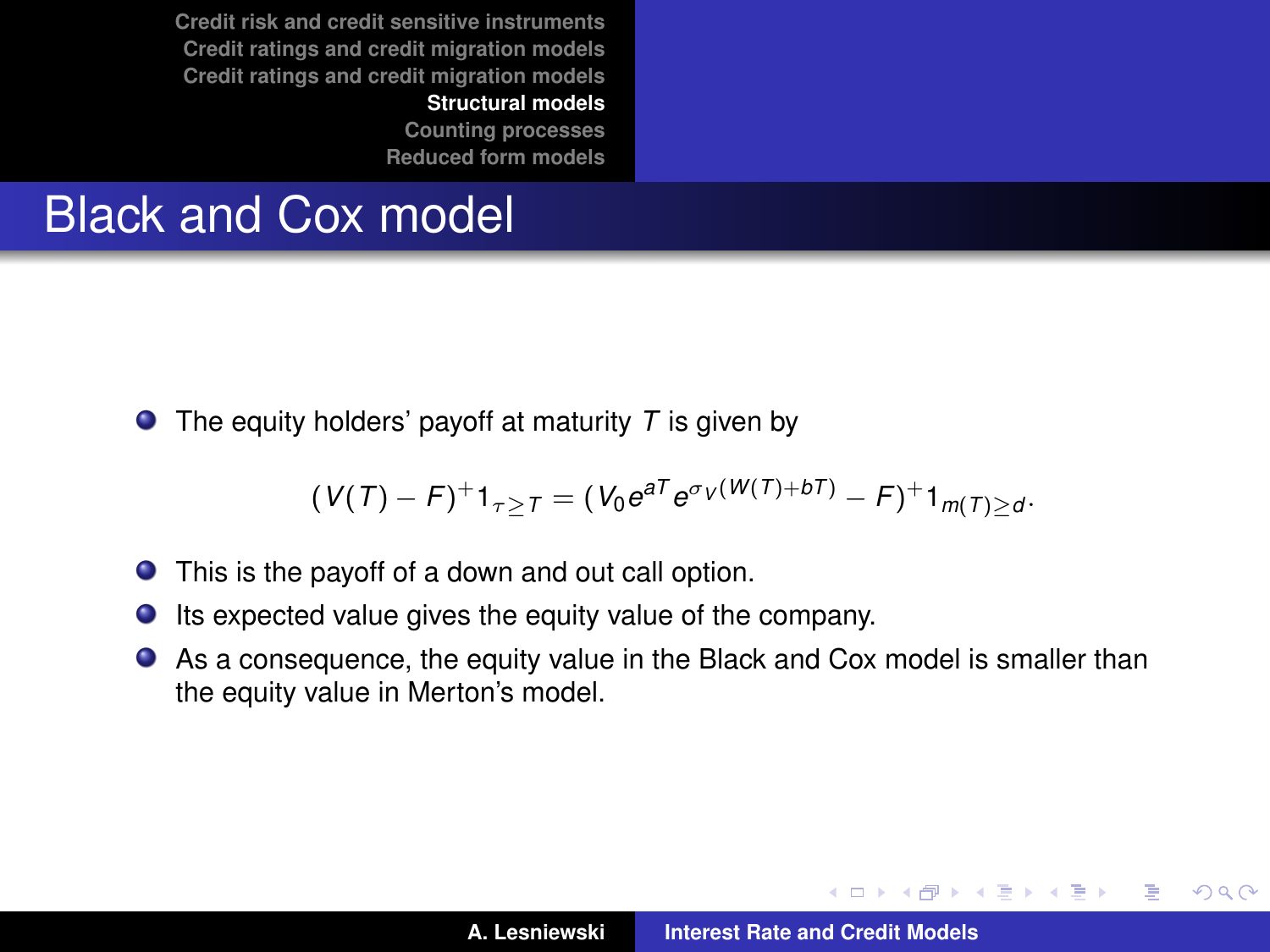# Black and Cox model

- The equity holders' payoff at maturity $T$ is given by

$$(V(T) - F)^{+} 1_{\tau \geq T} = (V_0 e^{aT} e^{\sigma_V (W(T)+bT)} - F)^{+} 1_{m(T) \geq d}.$$

- This is the payoff of a down and out call option.
- Its expected value gives the equity value of the company.
- As a consequence, the equity value in the Black and Cox model is smaller than the equity value in Merton's model.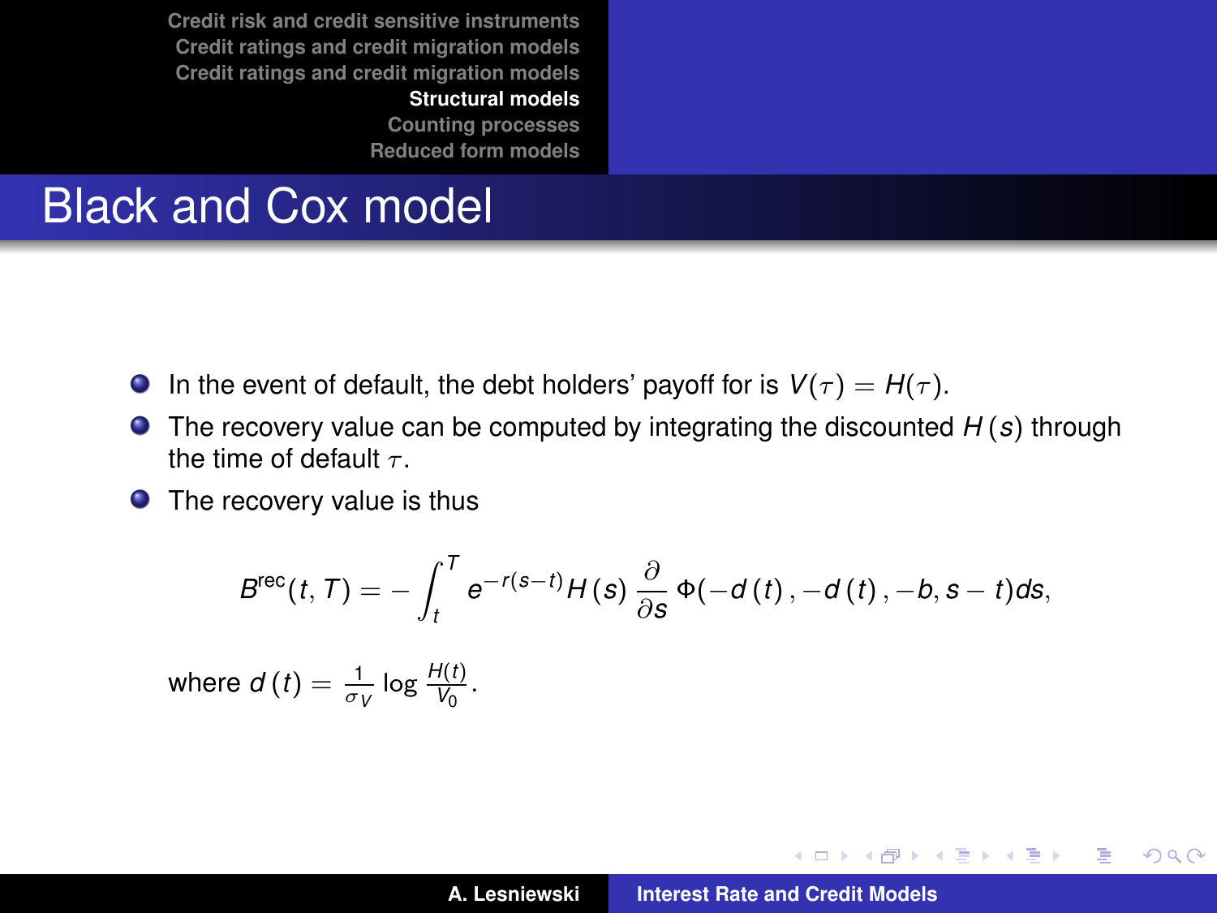# Black and Cox model

- In the event of default, the debt holders' payoff for is $V(\tau) = H(\tau)$.
- The recovery value can be computed by integrating the discounted $H(s)$ through the time of default $\tau$.
- The recovery value is thus

$$B^{\text{rec}}(t, T) = -\int_t^T e^{-r(s-t)} H(s) \frac{\partial}{\partial s} \Phi(-d(t), -d(t), -b, s-t) ds,$$

where $d(t) = \frac{1}{\sigma_V} \log \frac{H(t)}{V_0}$.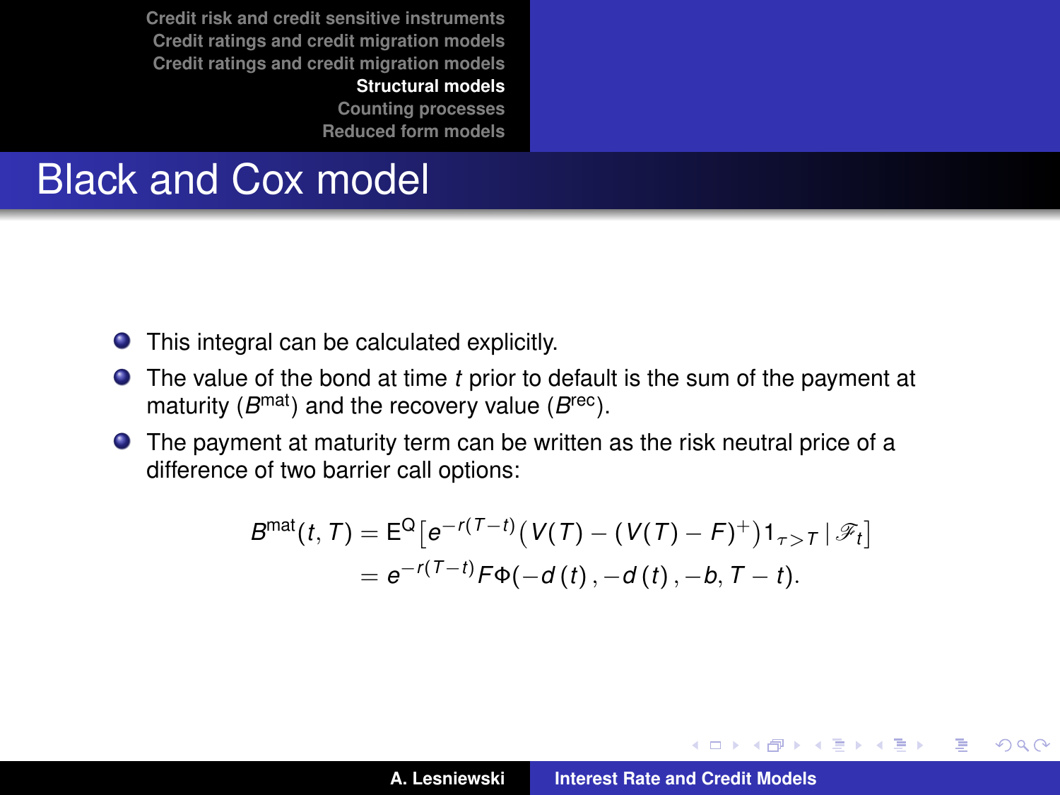# Black and Cox model

- This integral can be calculated explicitly.
- The value of the bond at time $t$ prior to default is the sum of the payment at maturity ($B^{\text{mat}}$) and the recovery value ($B^{\text{rec}}$).
- The payment at maturity term can be written as the risk neutral price of a difference of two barrier call options:

$$
\begin{aligned}
B^{\text{mat}}(t,T) &= \mathrm{E}^{\mathrm{Q}}\big[e^{-r(T-t)}\big(V(T)-(V(T)-F)^{+}\big)1_{\tau>T}\,|\,\mathscr{F}_t\big] \\
&= e^{-r(T-t)}F\Phi(-d(t)\,,-d(t)\,,-b,T-t).
\end{aligned}
$$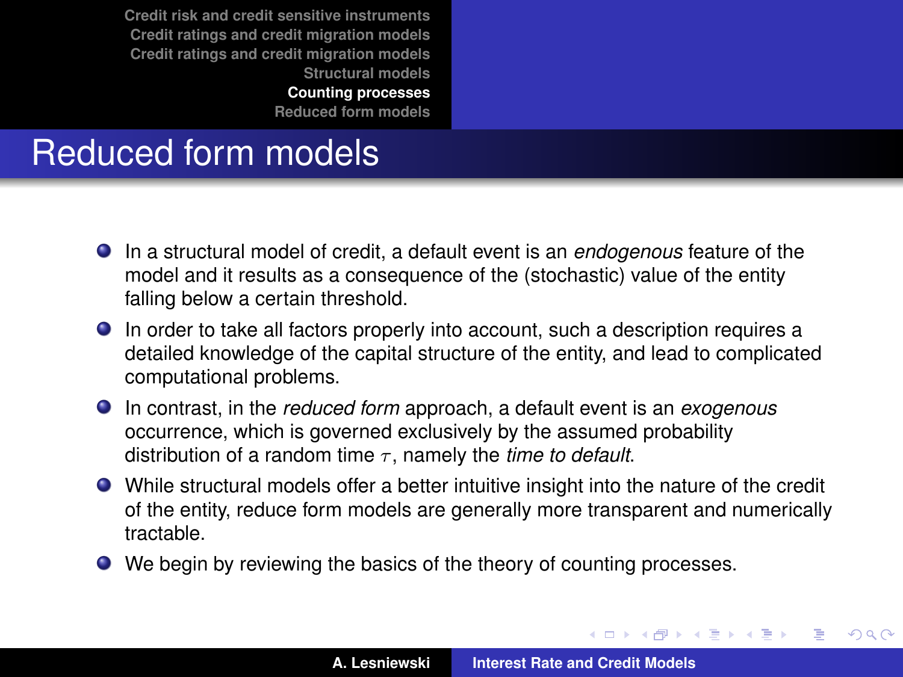# Reduced form models

- In a structural model of credit, a default event is an *endogenous* feature of the model and it results as a consequence of the (stochastic) value of the entity falling below a certain threshold.
- In order to take all factors properly into account, such a description requires a detailed knowledge of the capital structure of the entity, and lead to complicated computational problems.
- In contrast, in the *reduced form* approach, a default event is an *exogenous* occurrence, which is governed exclusively by the assumed probability distribution of a random time $\tau$, namely the *time to default*.
- While structural models offer a better intuitive insight into the nature of the credit of the entity, reduce form models are generally more transparent and numerically tractable.
- We begin by reviewing the basics of the theory of counting processes.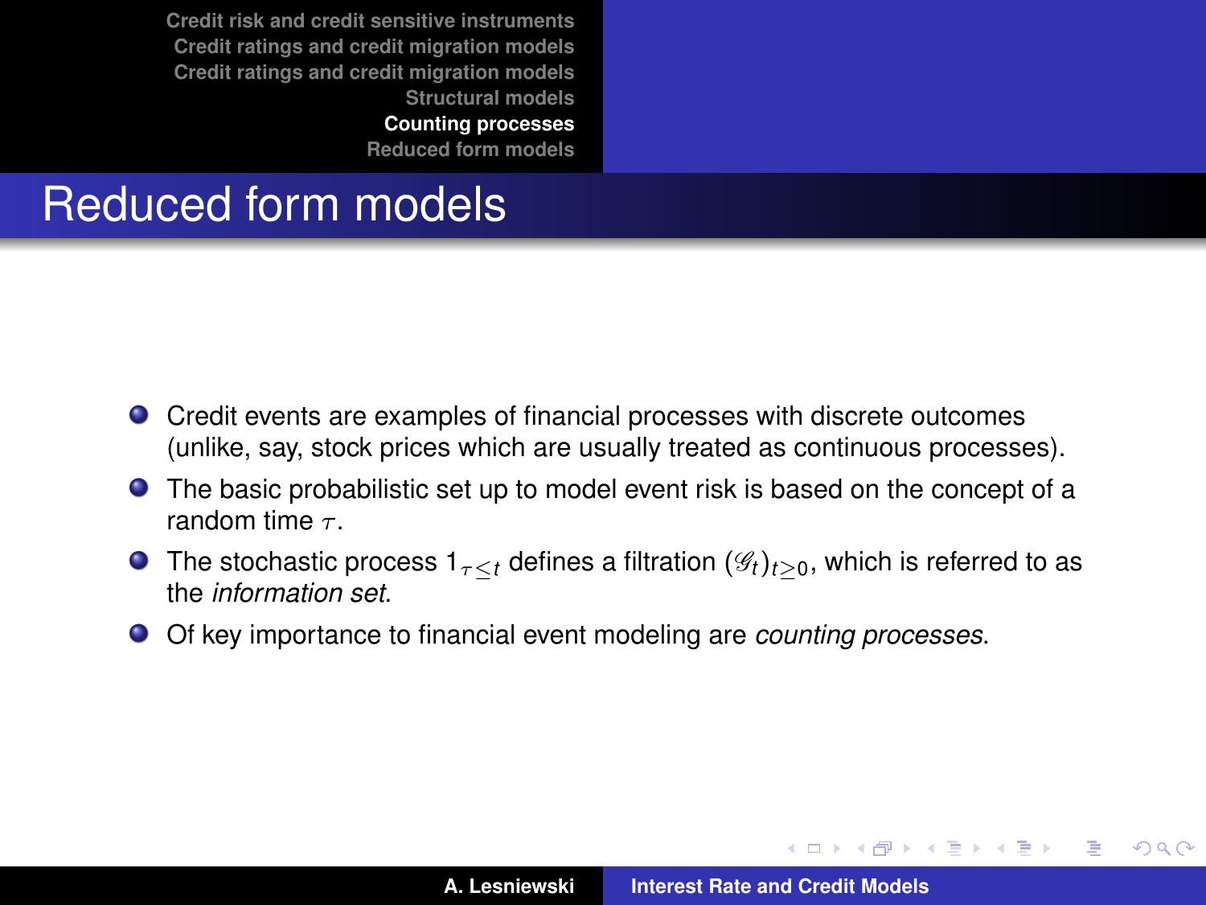# Reduced form models

- Credit events are examples of financial processes with discrete outcomes (unlike, say, stock prices which are usually treated as continuous processes).
- The basic probabilistic set up to model event risk is based on the concept of a random time $\tau$.
- The stochastic process $1_{\tau \leq t}$ defines a filtration $(\mathscr{G}_t)_{t \geq 0}$, which is referred to as the *information set*.
- Of key importance to financial event modeling are *counting processes*.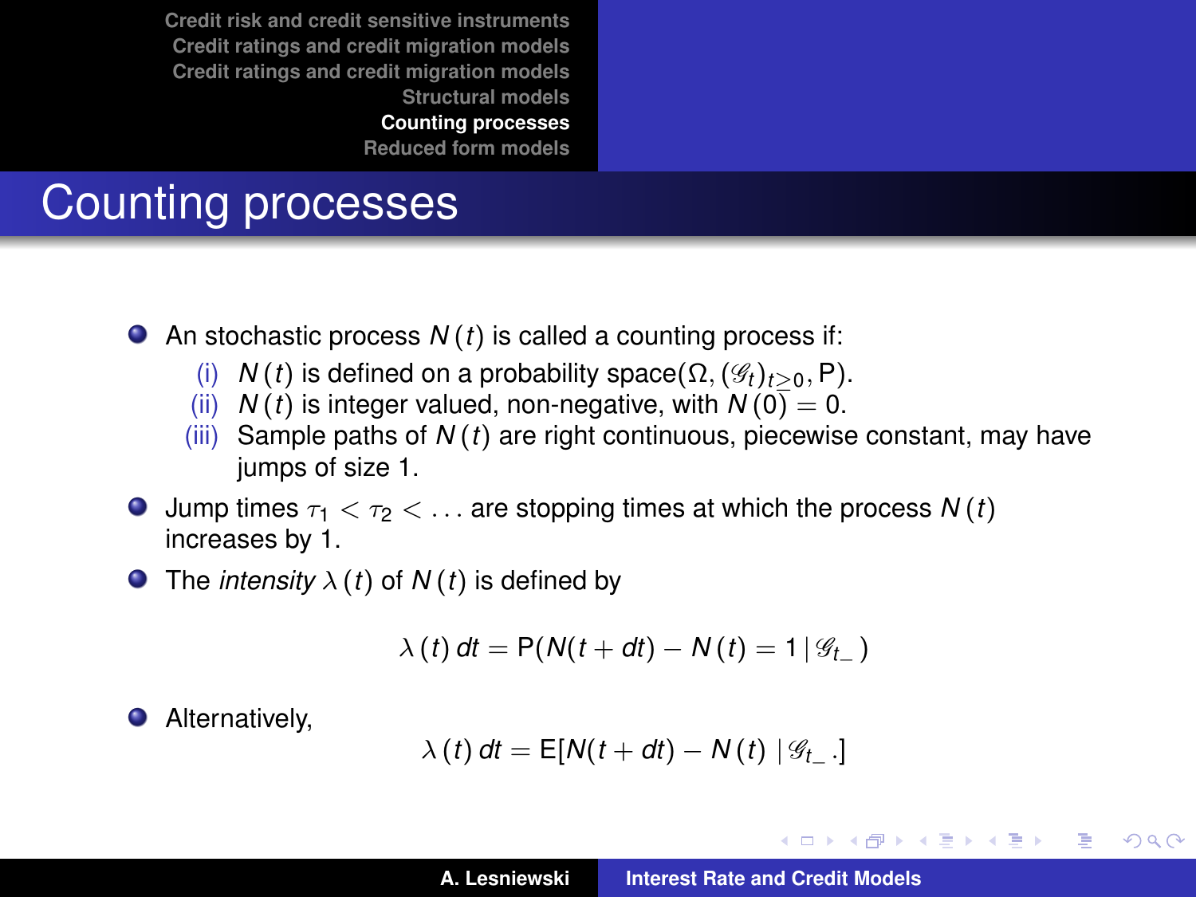# Counting processes

- An stochastic process $N(t)$ is called a counting process if:
  - (i) $N(t)$ is defined on a probability space$(\Omega, (\mathscr{G}_t)_{t\geq 0}, \mathsf{P})$.
  - (ii) $N(t)$ is integer valued, non-negative, with $N(0) = 0$.
  - (iii) Sample paths of $N(t)$ are right continuous, piecewise constant, may have jumps of size 1.
- Jump times $\tau_1 < \tau_2 < \ldots$ are stopping times at which the process $N(t)$ increases by 1.
- The *intensity* $\lambda(t)$ of $N(t)$ is defined by

$$\lambda(t)\, dt = \mathsf{P}(N(t+dt) - N(t) = 1 \,|\, \mathscr{G}_{t\_})$$

- Alternatively,

$$\lambda(t)\, dt = \mathsf{E}[N(t+dt) - N(t) \,|\, \mathscr{G}_{t\_}.]$$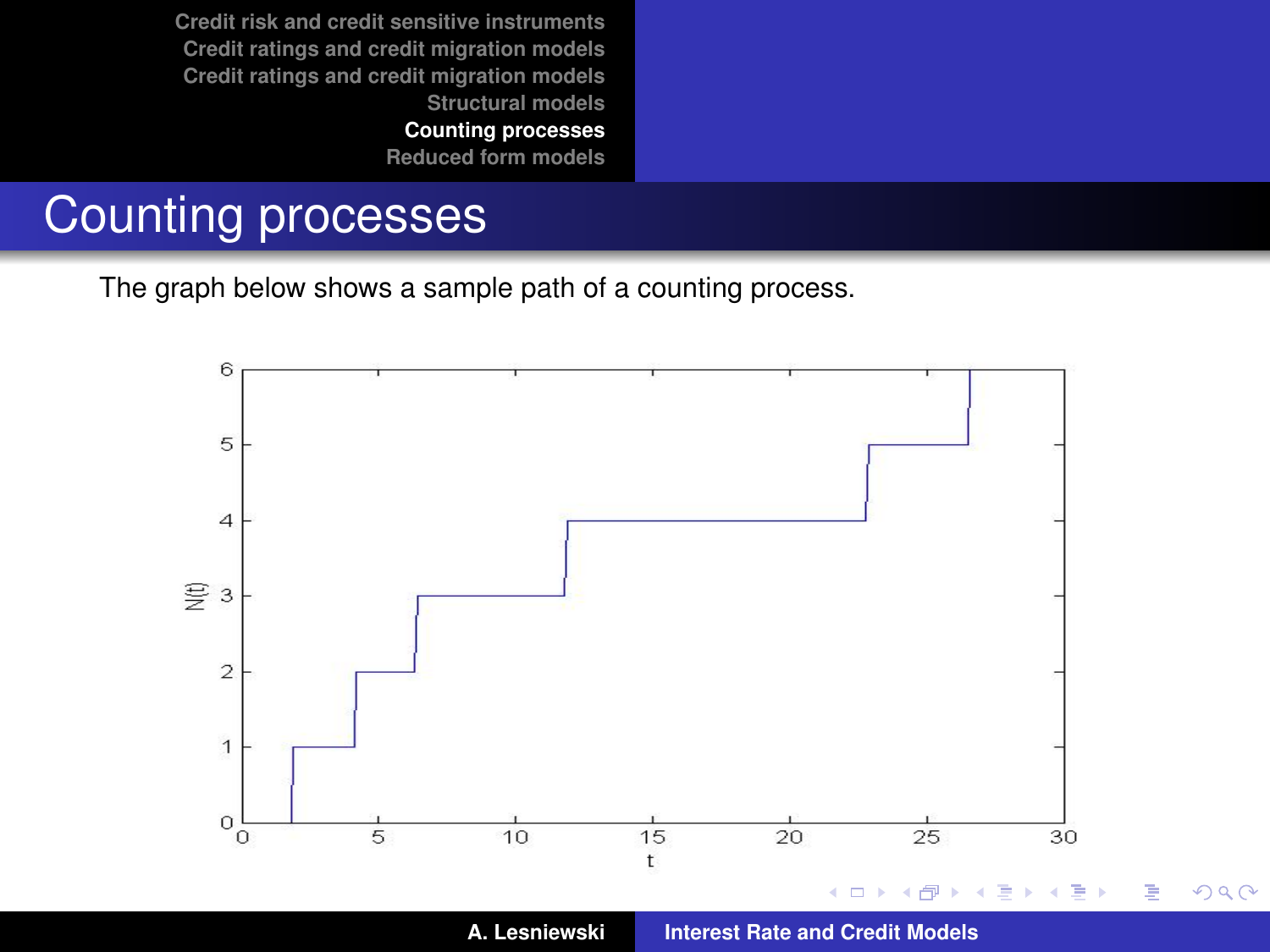# Counting processes

The graph below shows a sample path of a counting process.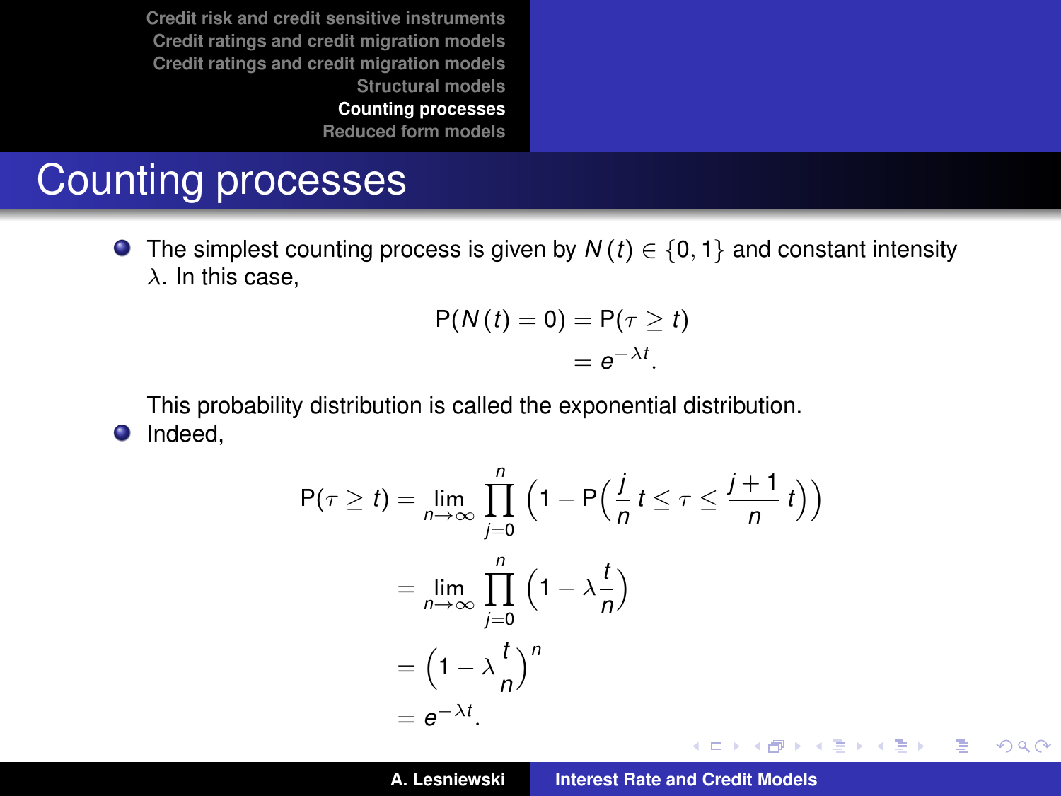# Counting processes

- The simplest counting process is given by $N(t) \in \{0, 1\}$ and constant intensity $\lambda$. In this case,

$$
\begin{aligned}
\mathsf{P}(N(t) = 0) &= \mathsf{P}(\tau \geq t) \\
&= e^{-\lambda t}.
\end{aligned}
$$

  This probability distribution is called the exponential distribution.

- Indeed,

$$
\begin{aligned}
\mathsf{P}(\tau \geq t) &= \lim_{n \to \infty} \prod_{j=0}^{n} \Big(1 - \mathsf{P}\Big(\frac{j}{n}\, t \leq \tau \leq \frac{j+1}{n}\, t\Big)\Big) \\
&= \lim_{n \to \infty} \prod_{j=0}^{n} \Big(1 - \lambda \frac{t}{n}\Big) \\
&= \Big(1 - \lambda \frac{t}{n}\Big)^{n} \\
&= e^{-\lambda t}.
\end{aligned}
$$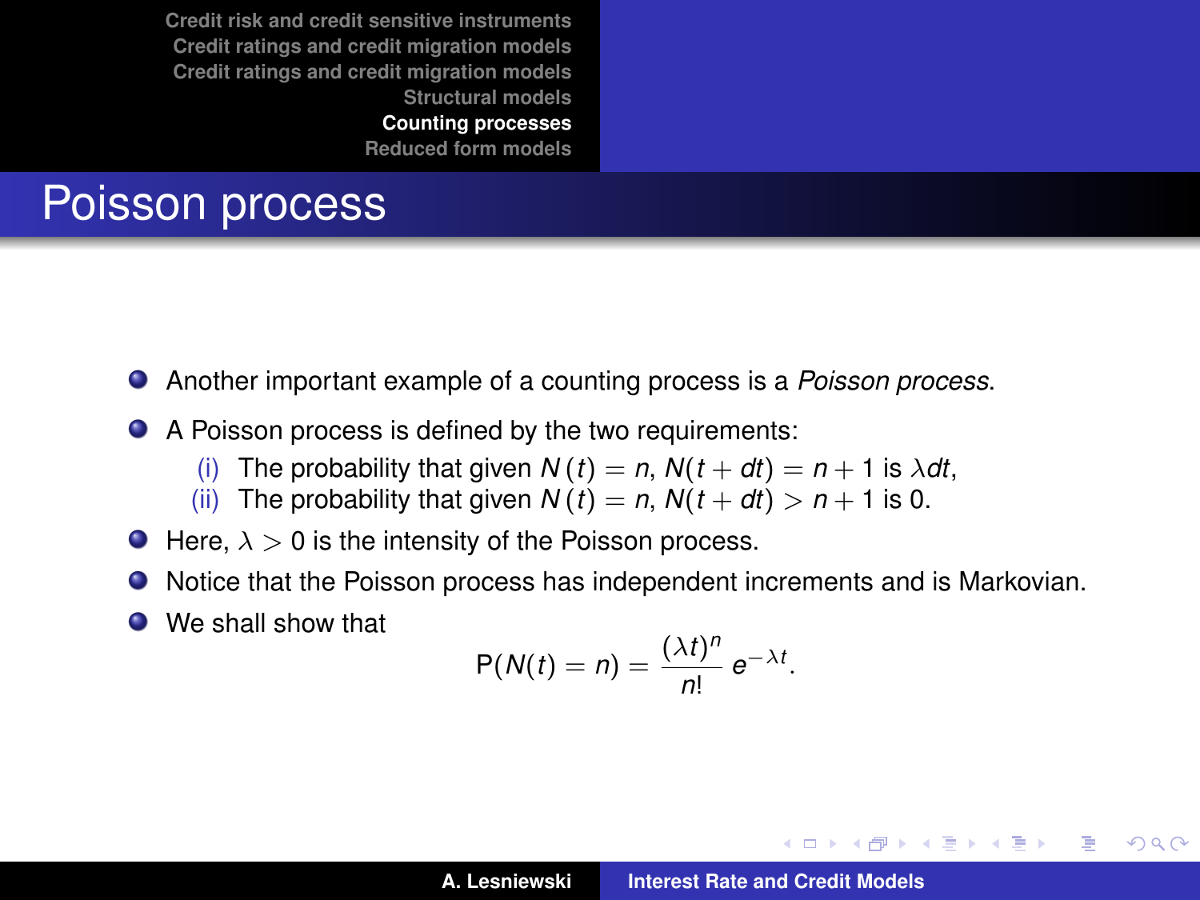# Poisson process

- Another important example of a counting process is a *Poisson process*.
- A Poisson process is defined by the two requirements:
  - (i) The probability that given $N(t) = n$, $N(t + dt) = n + 1$ is $\lambda dt$,
  - (ii) The probability that given $N(t) = n$, $N(t + dt) > n + 1$ is 0.
- Here, $\lambda > 0$ is the intensity of the Poisson process.
- Notice that the Poisson process has independent increments and is Markovian.
- We shall show that

$$\mathrm{P}(N(t) = n) = \frac{(\lambda t)^n}{n!} e^{-\lambda t}.$$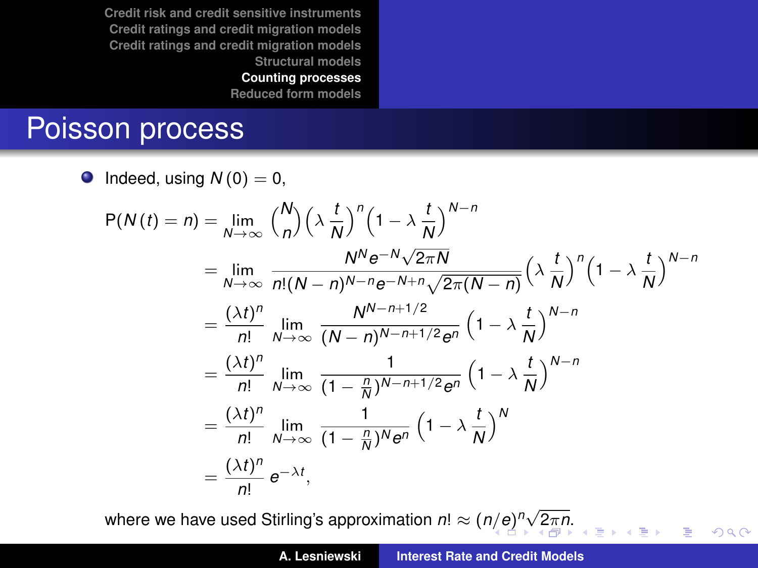## Poisson process

- Indeed, using $N(0) = 0$,

$$
\begin{aligned}
\mathrm{P}(N(t) = n) &= \lim_{N\to\infty} \binom{N}{n} \Big(\lambda\,\frac{t}{N}\Big)^n \Big(1 - \lambda\,\frac{t}{N}\Big)^{N-n} \\
&= \lim_{N\to\infty} \frac{N^N e^{-N}\sqrt{2\pi N}}{n!(N-n)^{N-n} e^{-N+n}\sqrt{2\pi(N-n)}} \Big(\lambda\,\frac{t}{N}\Big)^n \Big(1 - \lambda\,\frac{t}{N}\Big)^{N-n} \\
&= \frac{(\lambda t)^n}{n!} \lim_{N\to\infty} \frac{N^{N-n+1/2}}{(N-n)^{N-n+1/2} e^n} \Big(1 - \lambda\,\frac{t}{N}\Big)^{N-n} \\
&= \frac{(\lambda t)^n}{n!} \lim_{N\to\infty} \frac{1}{(1-\frac{n}{N})^{N-n+1/2} e^n} \Big(1 - \lambda\,\frac{t}{N}\Big)^{N-n} \\
&= \frac{(\lambda t)^n}{n!} \lim_{N\to\infty} \frac{1}{(1-\frac{n}{N})^{N} e^n} \Big(1 - \lambda\,\frac{t}{N}\Big)^{N} \\
&= \frac{(\lambda t)^n}{n!}\, e^{-\lambda t},
\end{aligned}
$$

where we have used Stirling's approximation $n! \approx (n/e)^n \sqrt{2\pi n}$.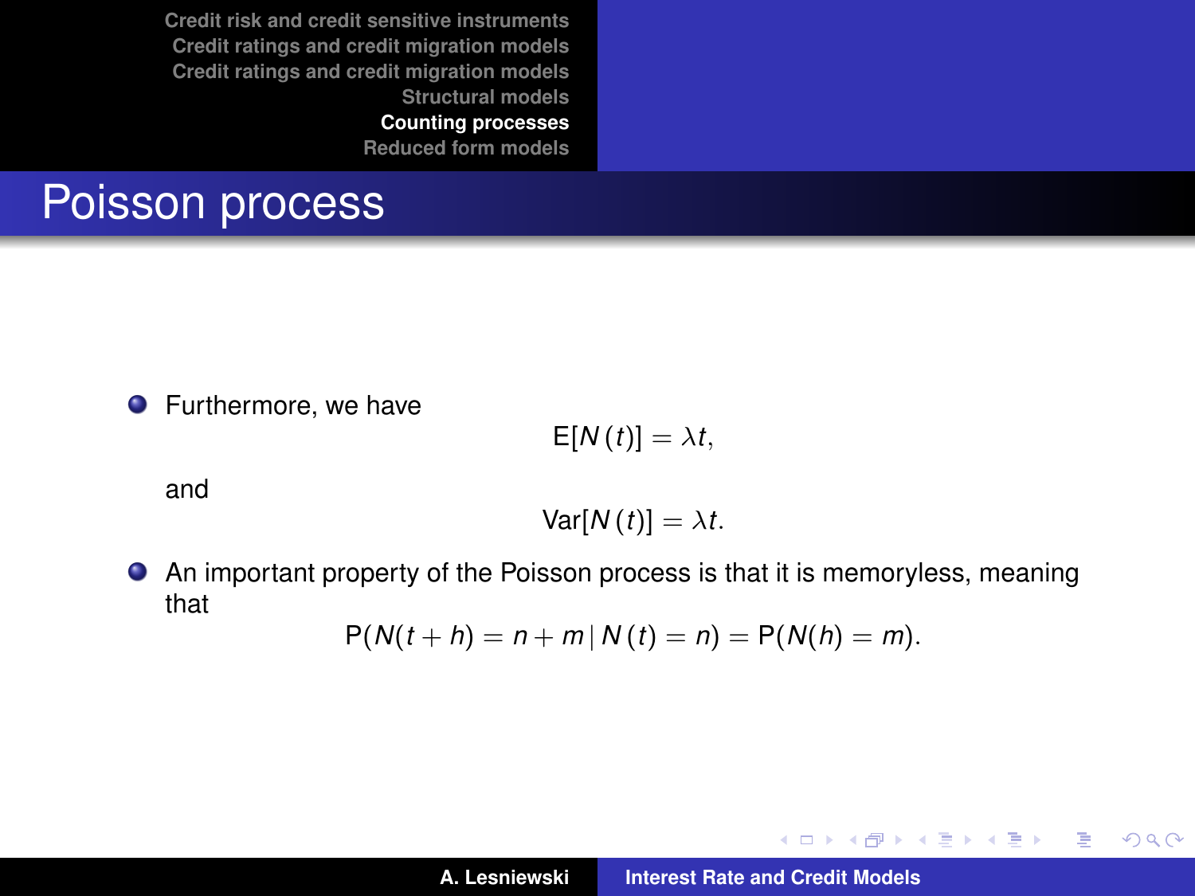## Poisson process

- Furthermore, we have

$$\mathrm{E}[N(t)] = \lambda t,$$

and

$$\mathrm{Var}[N(t)] = \lambda t.$$

- An important property of the Poisson process is that it is memoryless, meaning that

$$\mathrm{P}(N(t+h) = n+m \,|\, N(t) = n) = \mathrm{P}(N(h) = m).$$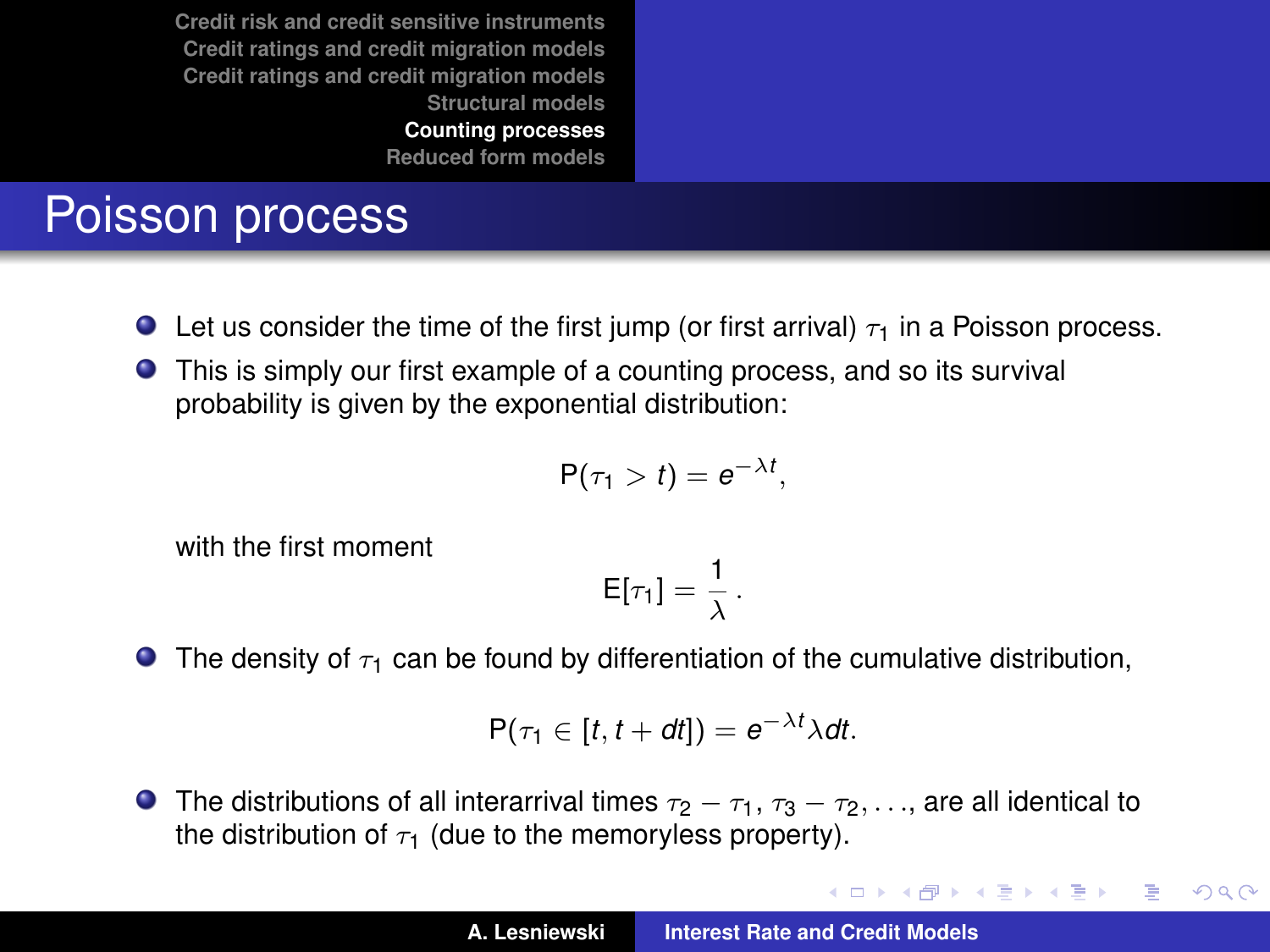# Poisson process

- Let us consider the time of the first jump (or first arrival) $\tau_1$ in a Poisson process.
- This is simply our first example of a counting process, and so its survival probability is given by the exponential distribution:

$$\mathsf{P}(\tau_1 > t) = e^{-\lambda t},$$

with the first moment

$$\mathsf{E}[\tau_1] = \frac{1}{\lambda}.$$

- The density of $\tau_1$ can be found by differentiation of the cumulative distribution,

$$\mathsf{P}(\tau_1 \in [t, t + dt]) = e^{-\lambda t} \lambda dt.$$

- The distributions of all interarrival times $\tau_2 - \tau_1$, $\tau_3 - \tau_2, \ldots$, are all identical to the distribution of $\tau_1$ (due to the memoryless property).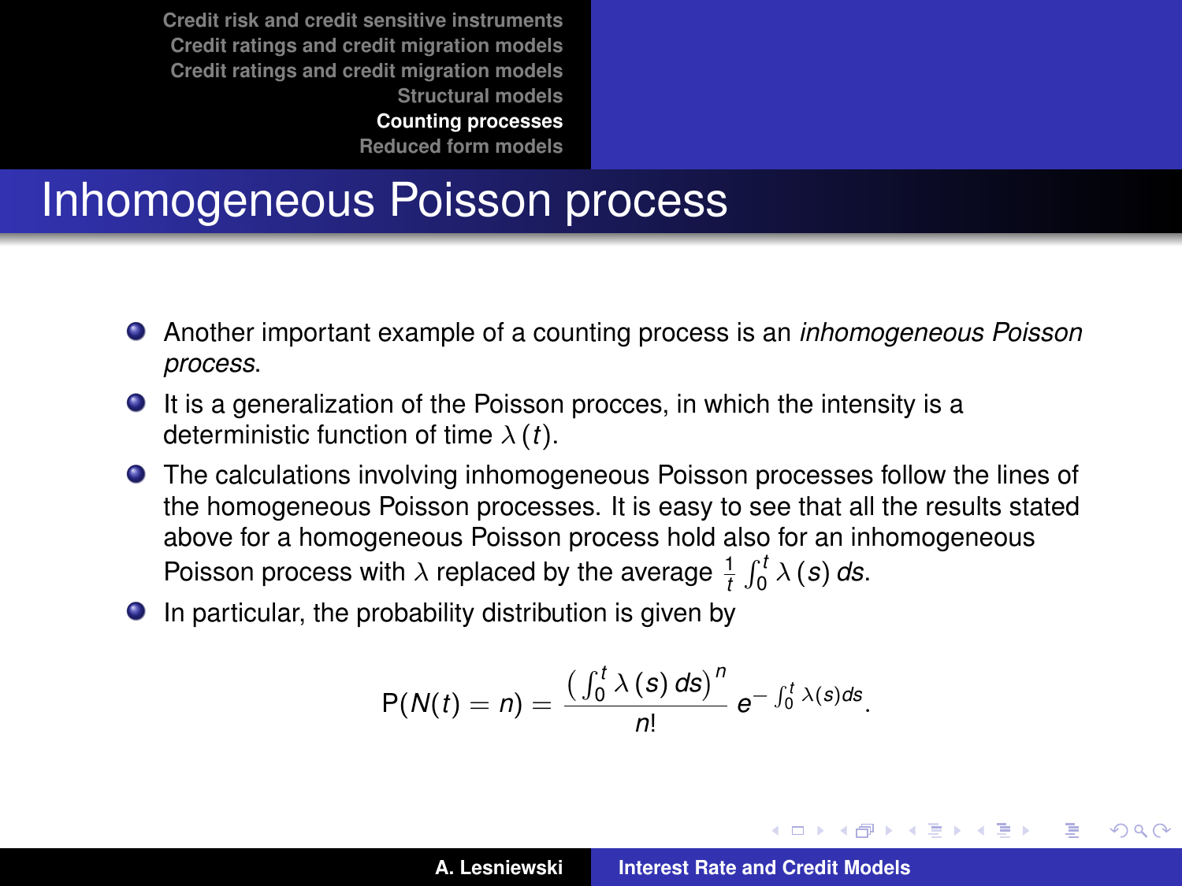# Inhomogeneous Poisson process

- Another important example of a counting process is an *inhomogeneous Poisson process*.
- It is a generalization of the Poisson procces, in which the intensity is a deterministic function of time $\lambda(t)$.
- The calculations involving inhomogeneous Poisson processes follow the lines of the homogeneous Poisson processes. It is easy to see that all the results stated above for a homogeneous Poisson process hold also for an inhomogeneous Poisson process with $\lambda$ replaced by the average $\frac{1}{t}\int_0^t \lambda(s)\, ds$.
- In particular, the probability distribution is given by

$$\mathsf{P}(N(t) = n) = \frac{\left(\int_0^t \lambda(s)\, ds\right)^n}{n!}\, e^{-\int_0^t \lambda(s) ds}.$$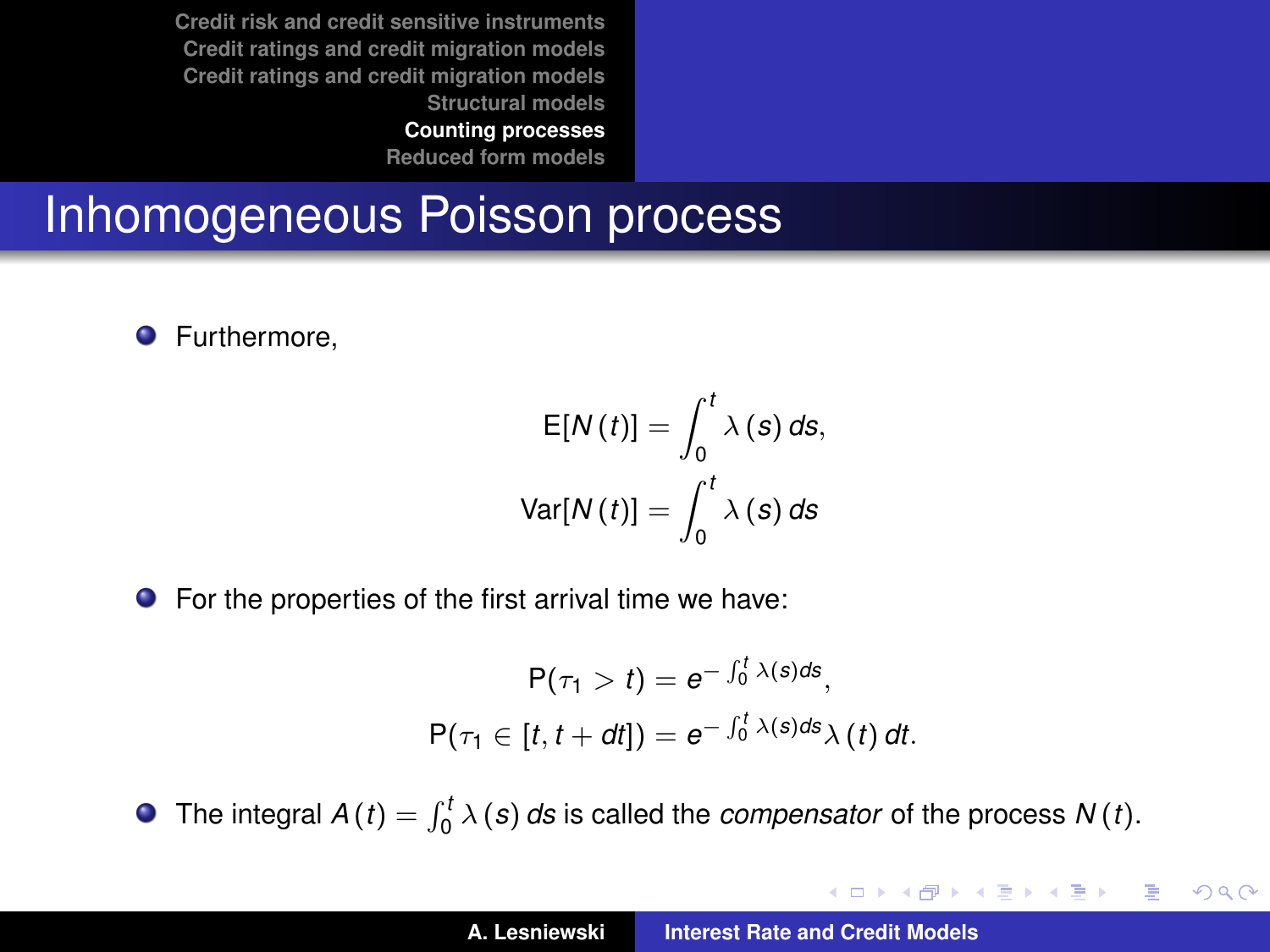# Inhomogeneous Poisson process

- Furthermore,

$$
\mathsf{E}[N(t)] = \int_0^t \lambda(s)\, ds,
$$

$$
\mathrm{Var}[N(t)] = \int_0^t \lambda(s)\, ds
$$

- For the properties of the first arrival time we have:

$$
\mathsf{P}(\tau_1 > t) = e^{-\int_0^t \lambda(s) ds},
$$

$$
\mathsf{P}(\tau_1 \in [t, t + dt]) = e^{-\int_0^t \lambda(s) ds} \lambda(t)\, dt.
$$

- The integral $A(t) = \int_0^t \lambda(s)\, ds$ is called the *compensator* of the process $N(t)$.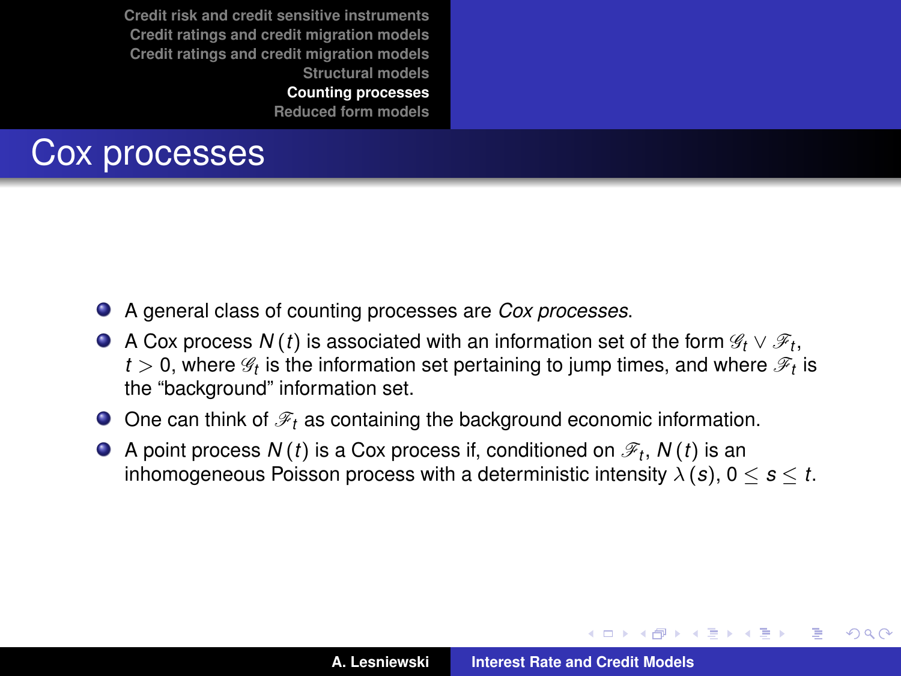# Cox processes

- A general class of counting processes are *Cox processes*.
- A Cox process $N(t)$ is associated with an information set of the form $\mathscr{G}_t \vee \mathscr{F}_t$, $t > 0$, where $\mathscr{G}_t$ is the information set pertaining to jump times, and where $\mathscr{F}_t$ is the "background" information set.
- One can think of $\mathscr{F}_t$ as containing the background economic information.
- A point process $N(t)$ is a Cox process if, conditioned on $\mathscr{F}_t$, $N(t)$ is an inhomogeneous Poisson process with a deterministic intensity $\lambda(s)$, $0 \leq s \leq t$.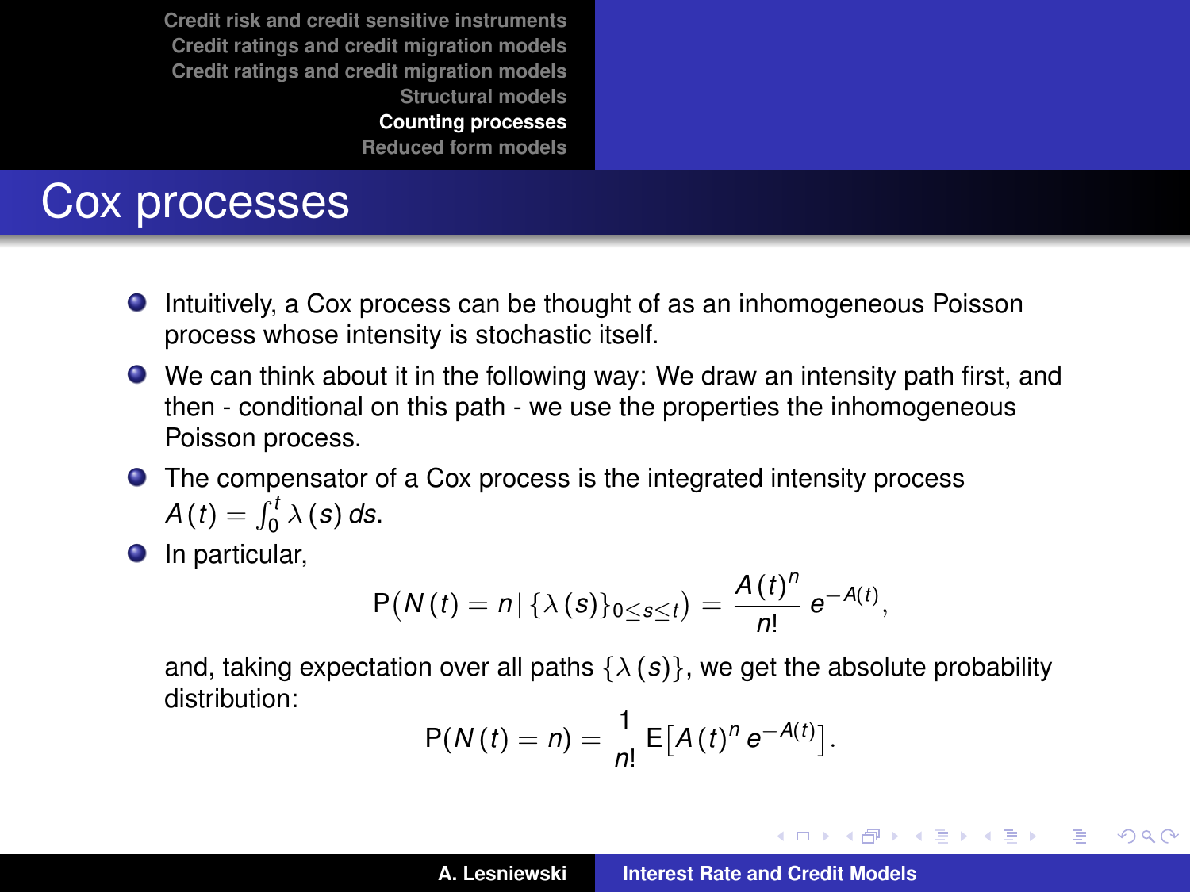# Cox processes

- Intuitively, a Cox process can be thought of as an inhomogeneous Poisson process whose intensity is stochastic itself.
- We can think about it in the following way: We draw an intensity path first, and then - conditional on this path - we use the properties the inhomogeneous Poisson process.
- The compensator of a Cox process is the integrated intensity process $A(t) = \int_0^t \lambda(s)\, ds$.
- In particular,

$$\mathrm{P}\big(N(t) = n \,|\, \{\lambda(s)\}_{0 \le s \le t}\big) = \frac{A(t)^n}{n!}\, e^{-A(t)},$$

  and, taking expectation over all paths $\{\lambda(s)\}$, we get the absolute probability distribution:

$$\mathrm{P}(N(t) = n) = \frac{1}{n!}\, \mathrm{E}\big[A(t)^n\, e^{-A(t)}\big].$$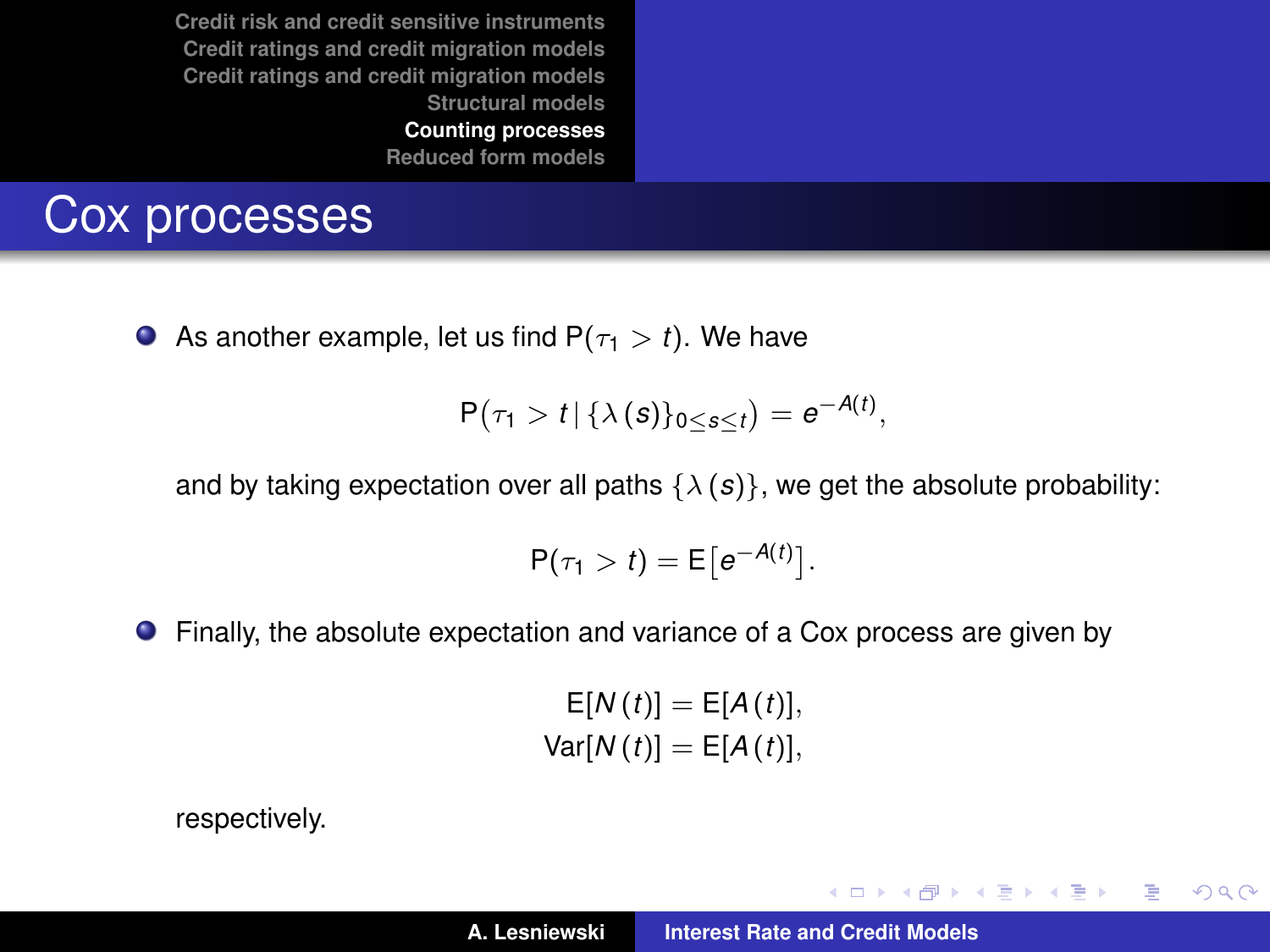# Cox processes

- As another example, let us find $\mathsf{P}(\tau_1 > t)$. We have

$$\mathsf{P}\big(\tau_1 > t \,|\, \{\lambda(s)\}_{0 \le s \le t}\big) = e^{-A(t)},$$

and by taking expectation over all paths $\{\lambda(s)\}$, we get the absolute probability:

$$\mathsf{P}(\tau_1 > t) = \mathsf{E}\big[e^{-A(t)}\big].$$

- Finally, the absolute expectation and variance of a Cox process are given by

$$\begin{aligned} \mathsf{E}[N(t)] &= \mathsf{E}[A(t)], \\ \mathrm{Var}[N(t)] &= \mathsf{E}[A(t)], \end{aligned}$$

respectively.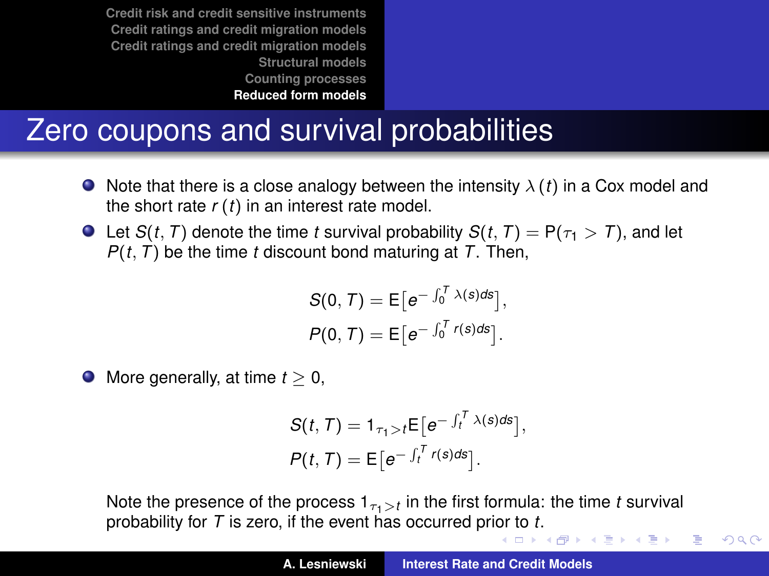# Zero coupons and survival probabilities

- Note that there is a close analogy between the intensity $\lambda(t)$ in a Cox model and the short rate $r(t)$ in an interest rate model.
- Let $S(t, T)$ denote the time $t$ survival probability $S(t, T) = \mathrm{P}(\tau_1 > T)$, and let $P(t, T)$ be the time $t$ discount bond maturing at $T$. Then,

$$
\begin{aligned}
S(0, T) &= \mathrm{E}\big[e^{-\int_0^T \lambda(s)ds}\big], \\
P(0, T) &= \mathrm{E}\big[e^{-\int_0^T r(s)ds}\big].
\end{aligned}
$$

- More generally, at time $t \geq 0$,

$$
\begin{aligned}
S(t, T) &= 1_{\tau_1 > t}\mathrm{E}\big[e^{-\int_t^T \lambda(s)ds}\big], \\
P(t, T) &= \mathrm{E}\big[e^{-\int_t^T r(s)ds}\big].
\end{aligned}
$$

Note the presence of the process $1_{\tau_1 > t}$ in the first formula: the time $t$ survival probability for $T$ is zero, if the event has occurred prior to $t$.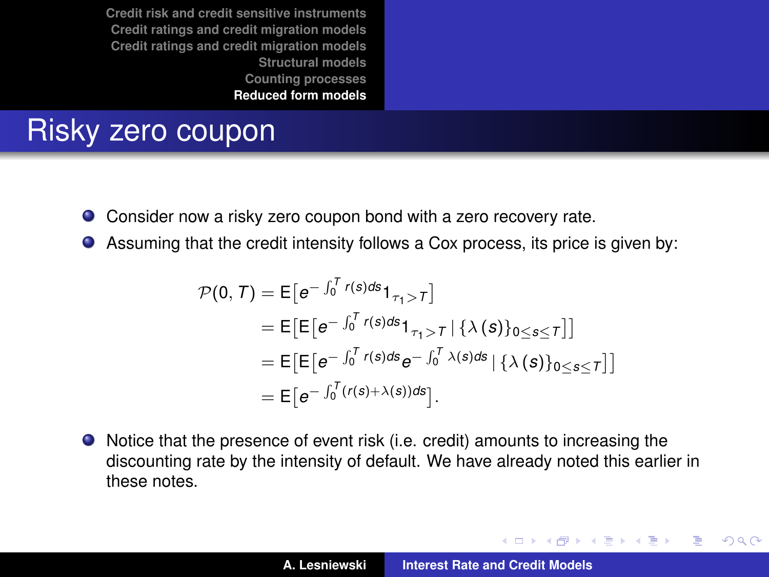# Risky zero coupon

- Consider now a risky zero coupon bond with a zero recovery rate.
- Assuming that the credit intensity follows a Cox process, its price is given by:

$$
\begin{aligned}
\mathcal{P}(0,T) &= \mathsf{E}\big[e^{-\int_0^T r(s)ds} 1_{\tau_1 > T}\big] \\
&= \mathsf{E}\big[\mathsf{E}\big[e^{-\int_0^T r(s)ds} 1_{\tau_1 > T} \mid \{\lambda(s)\}_{0 \le s \le T}\big]\big] \\
&= \mathsf{E}\big[\mathsf{E}\big[e^{-\int_0^T r(s)ds} e^{-\int_0^T \lambda(s)ds} \mid \{\lambda(s)\}_{0 \le s \le T}\big]\big] \\
&= \mathsf{E}\big[e^{-\int_0^T (r(s)+\lambda(s))ds}\big].
\end{aligned}
$$

- Notice that the presence of event risk (i.e. credit) amounts to increasing the discounting rate by the intensity of default. We have already noted this earlier in these notes.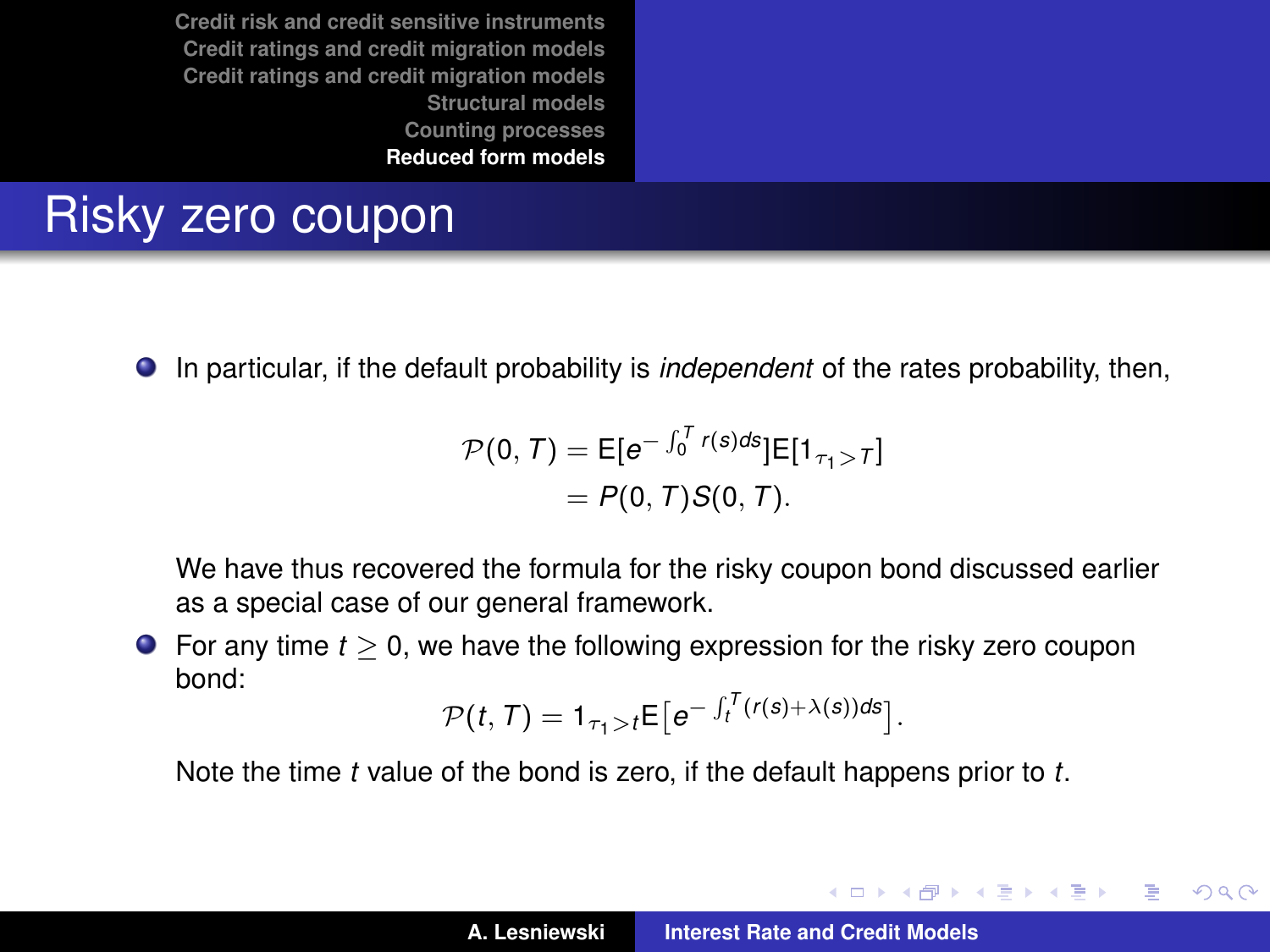# Risky zero coupon

- In particular, if the default probability is *independent* of the rates probability, then,

$$
\begin{aligned}
\mathcal{P}(0, T) &= \mathsf{E}[e^{-\int_0^T r(s)ds}]\mathsf{E}[1_{\tau_1 > T}] \\
&= P(0, T)S(0, T).
\end{aligned}
$$

  We have thus recovered the formula for the risky coupon bond discussed earlier as a special case of our general framework.

- For any time $t \geq 0$, we have the following expression for the risky zero coupon bond:

$$
\mathcal{P}(t, T) = 1_{\tau_1 > t}\mathsf{E}\big[e^{-\int_t^T (r(s)+\lambda(s))ds}\big].
$$

  Note the time $t$ value of the bond is zero, if the default happens prior to $t$.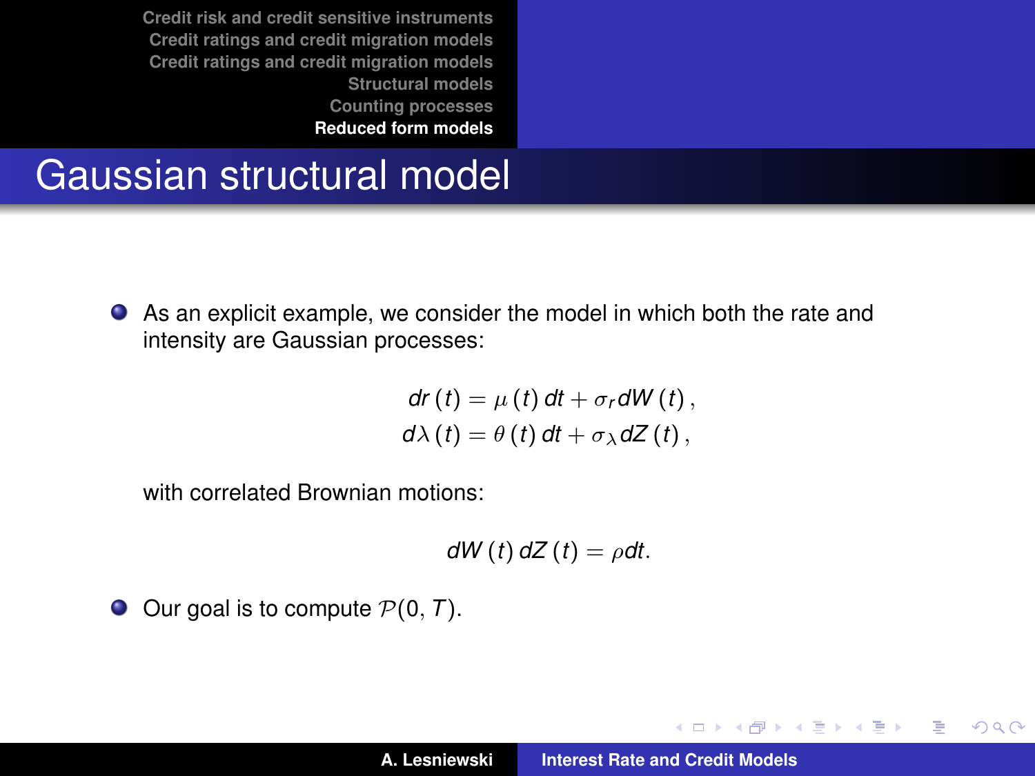# Gaussian structural model

- As an explicit example, we consider the model in which both the rate and intensity are Gaussian processes:

$$
\begin{aligned}
dr(t) &= \mu(t)\,dt + \sigma_r dW(t)\,, \\
d\lambda(t) &= \theta(t)\,dt + \sigma_\lambda dZ(t)\,,
\end{aligned}
$$

  with correlated Brownian motions:

$$
dW(t)\,dZ(t) = \rho dt.
$$

- Our goal is to compute $\mathcal{P}(0, T)$.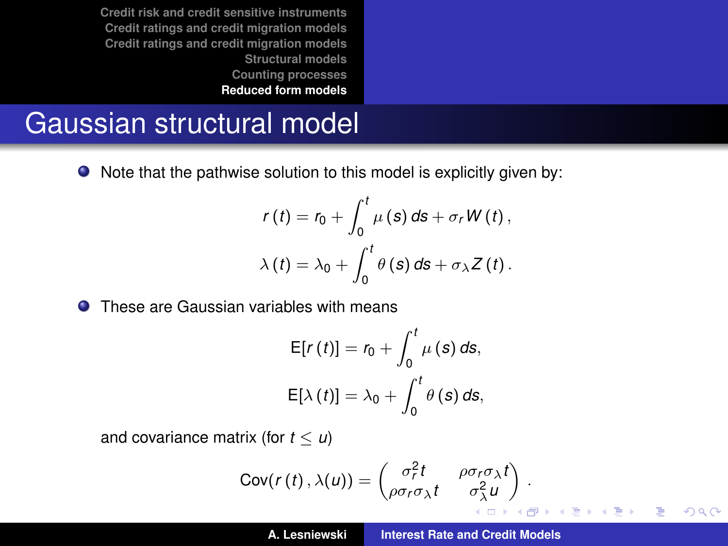# Gaussian structural model

- Note that the pathwise solution to this model is explicitly given by:

$$r(t) = r_0 + \int_0^t \mu(s)\, ds + \sigma_r W(t),$$

$$\lambda(t) = \lambda_0 + \int_0^t \theta(s)\, ds + \sigma_\lambda Z(t).$$

- These are Gaussian variables with means

$$\mathrm{E}[r(t)] = r_0 + \int_0^t \mu(s)\, ds,$$

$$\mathrm{E}[\lambda(t)] = \lambda_0 + \int_0^t \theta(s)\, ds,$$

and covariance matrix (for $t \leq u$)

$$\mathrm{Cov}(r(t), \lambda(u)) = \begin{pmatrix} \sigma_r^2 t & \rho\sigma_r\sigma_\lambda t \\ \rho\sigma_r\sigma_\lambda t & \sigma_\lambda^2 u \end{pmatrix}.$$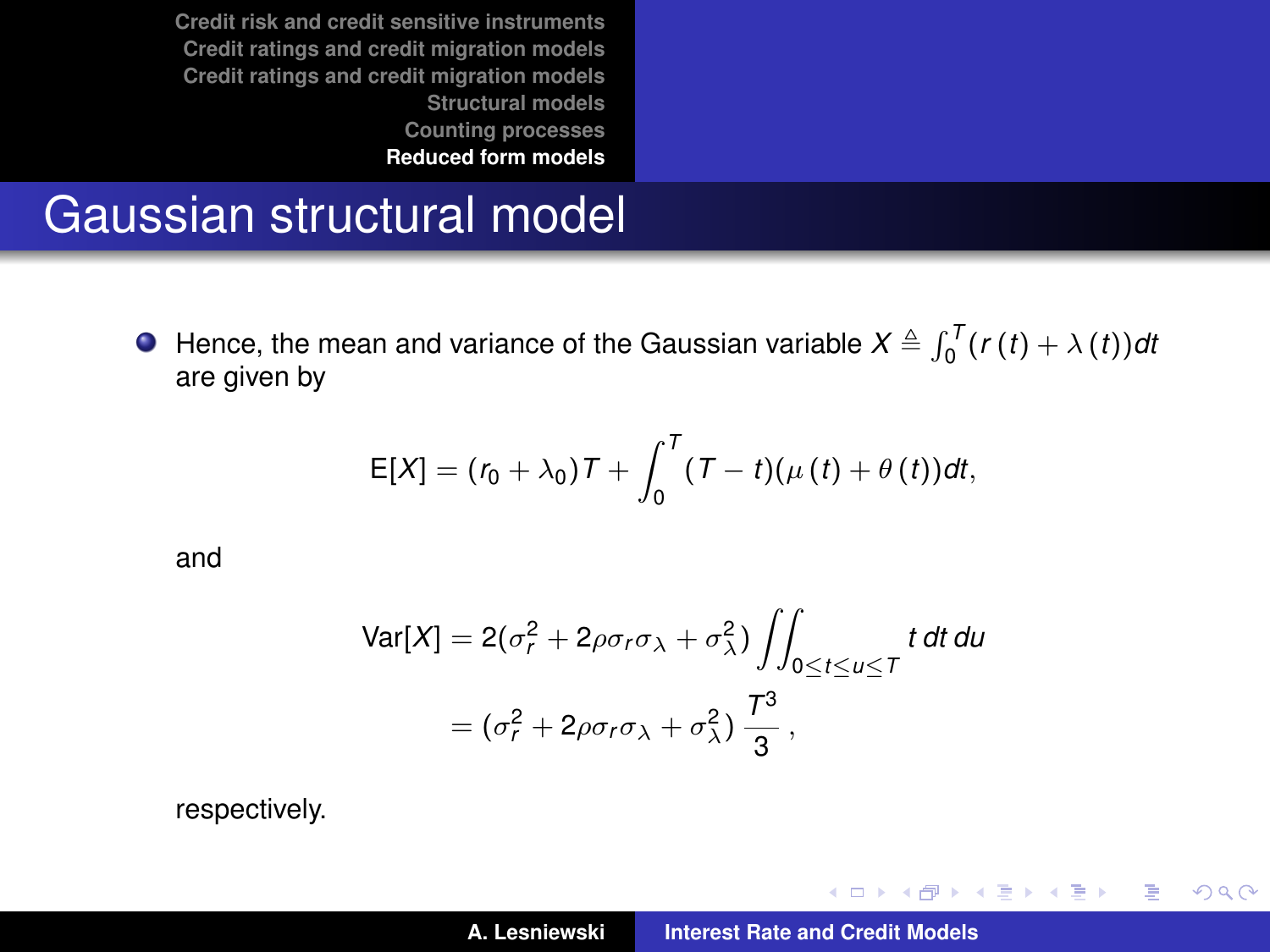# Gaussian structural model

- Hence, the mean and variance of the Gaussian variable $X \triangleq \int_0^T (r(t) + \lambda(t))dt$ are given by

$$\mathrm{E}[X] = (r_0 + \lambda_0)T + \int_0^T (T - t)(\mu(t) + \theta(t))dt,$$

and

$$\begin{aligned}\mathrm{Var}[X] &= 2(\sigma_r^2 + 2\rho\sigma_r\sigma_\lambda + \sigma_\lambda^2) \iint_{0 \leq t \leq u \leq T} t\,dt\,du \\ &= (\sigma_r^2 + 2\rho\sigma_r\sigma_\lambda + \sigma_\lambda^2)\,\frac{T^3}{3}\,,\end{aligned}$$

respectively.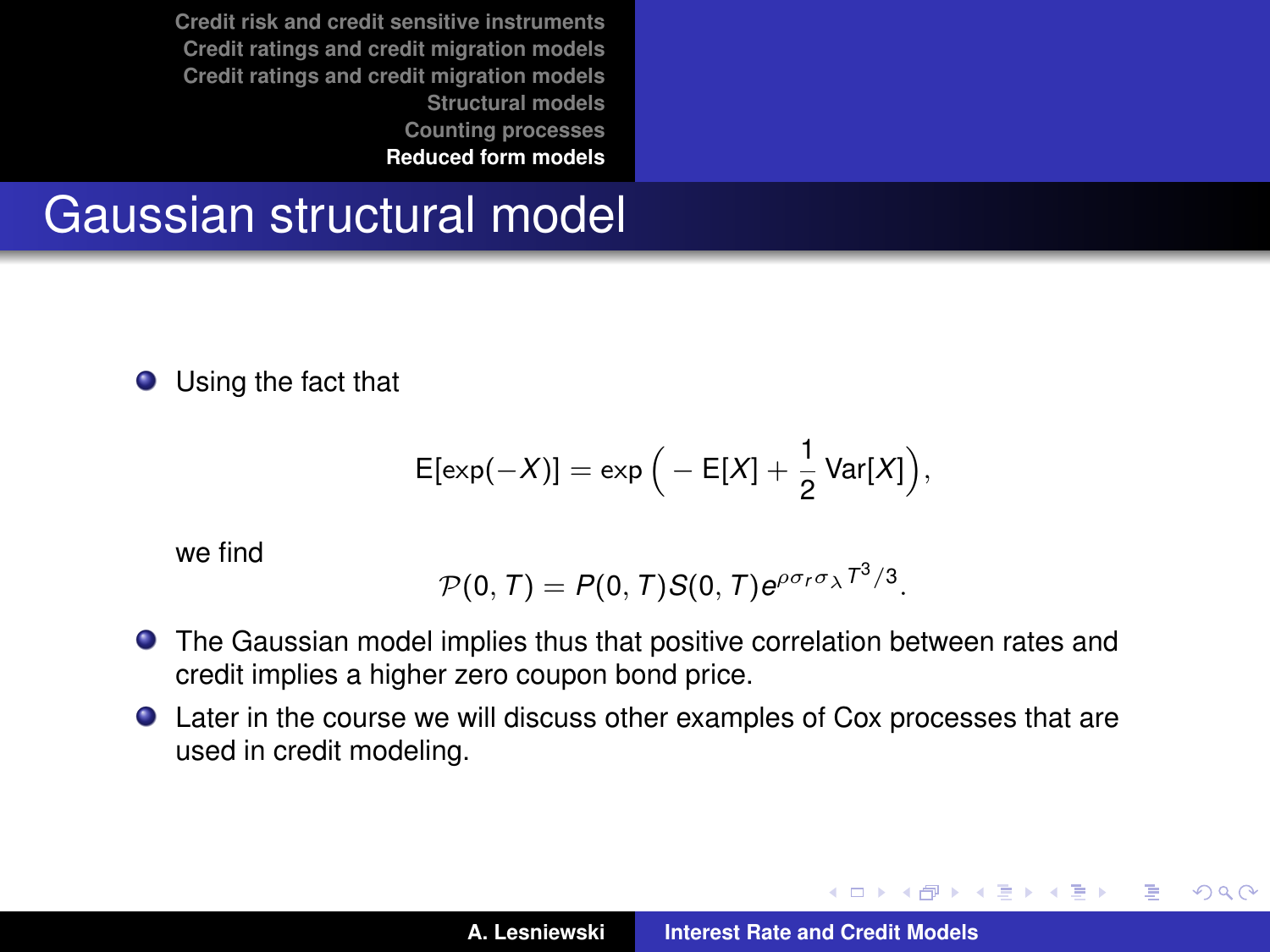# Gaussian structural model

- Using the fact that

$$\mathsf{E}[\exp(-X)] = \exp\Big(-\mathsf{E}[X] + \frac{1}{2}\,\mathrm{Var}[X]\Big),$$

  we find

$$\mathcal{P}(0,T) = P(0,T)S(0,T)e^{\rho\sigma_r\sigma_\lambda T^3/3}.$$

- The Gaussian model implies thus that positive correlation between rates and credit implies a higher zero coupon bond price.
- Later in the course we will discuss other examples of Cox processes that are used in credit modeling.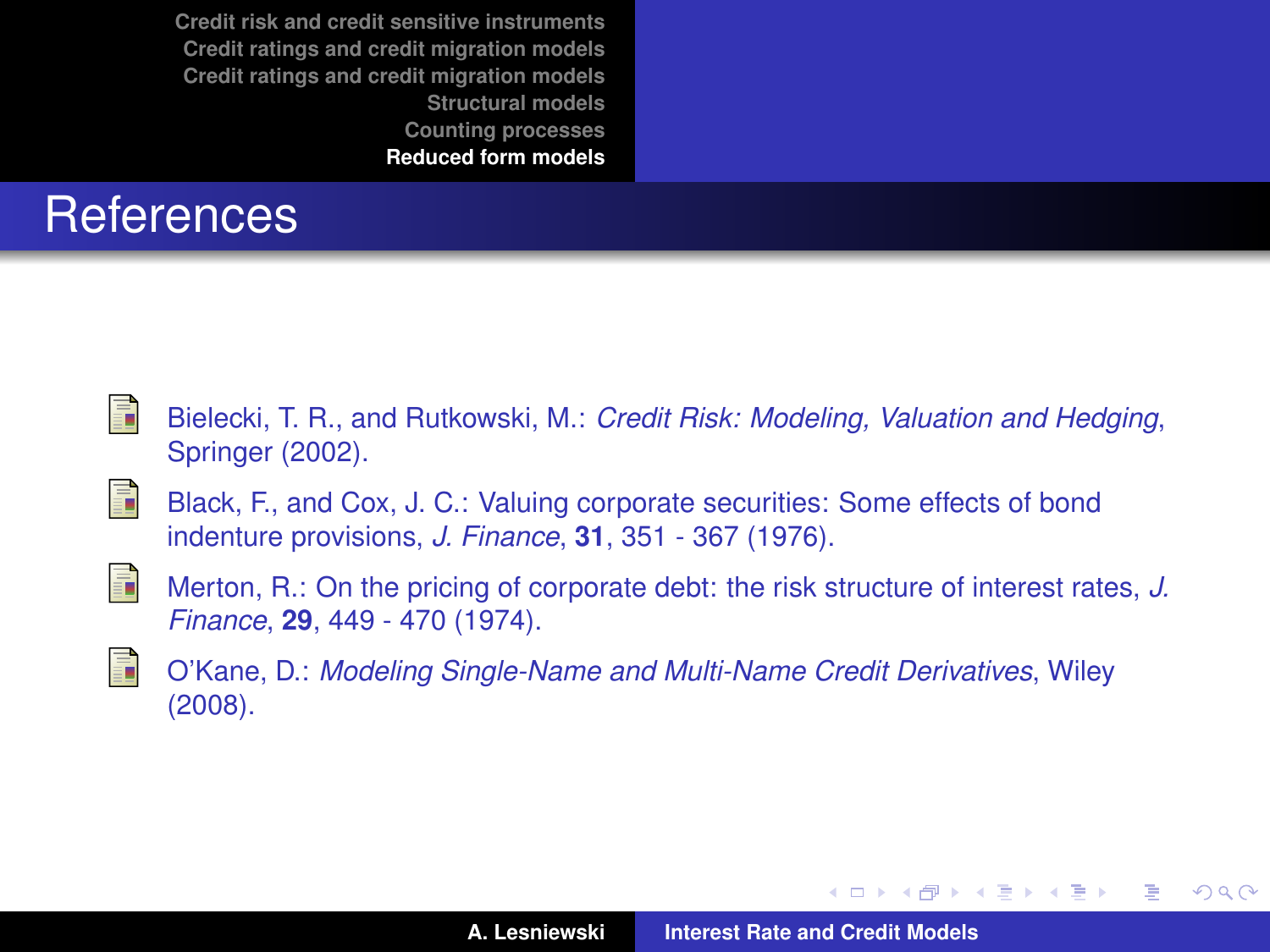# References

- Bielecki, T. R., and Rutkowski, M.: *Credit Risk: Modeling, Valuation and Hedging*, Springer (2002).
- Black, F., and Cox, J. C.: Valuing corporate securities: Some effects of bond indenture provisions, *J. Finance*, **31**, 351 - 367 (1976).
- Merton, R.: On the pricing of corporate debt: the risk structure of interest rates, *J. Finance*, **29**, 449 - 470 (1974).
- O'Kane, D.: *Modeling Single-Name and Multi-Name Credit Derivatives*, Wiley (2008).